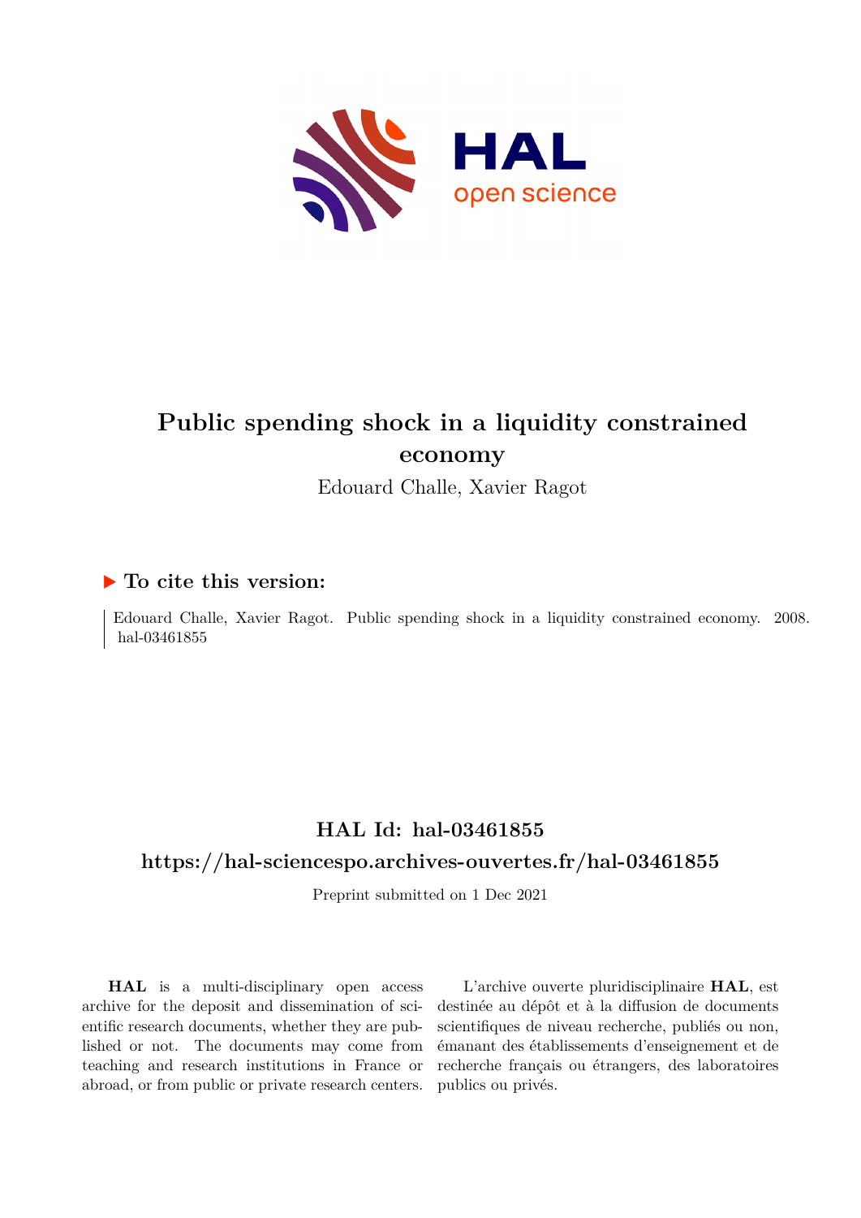# Public spending shock in a liquidity constrained economy

Edouard Challe, Xavier Ragot

## ▶ To cite this version:

Edouard Challe, Xavier Ragot. Public spending shock in a liquidity constrained economy. 2008. hal-03461855

## HAL Id: hal-03461855

## https://hal-sciencespo.archives-ouvertes.fr/hal-03461855

Preprint submitted on 1 Dec 2021

**HAL** is a multi-disciplinary open access archive for the deposit and dissemination of scientific research documents, whether they are published or not. The documents may come from teaching and research institutions in France or abroad, or from public or private research centers.

L'archive ouverte pluridisciplinaire **HAL**, est destinée au dépôt et à la diffusion de documents scientifiques de niveau recherche, publiés ou non, émanant des établissements d'enseignement et de recherche français ou étrangers, des laboratoires publics ou privés.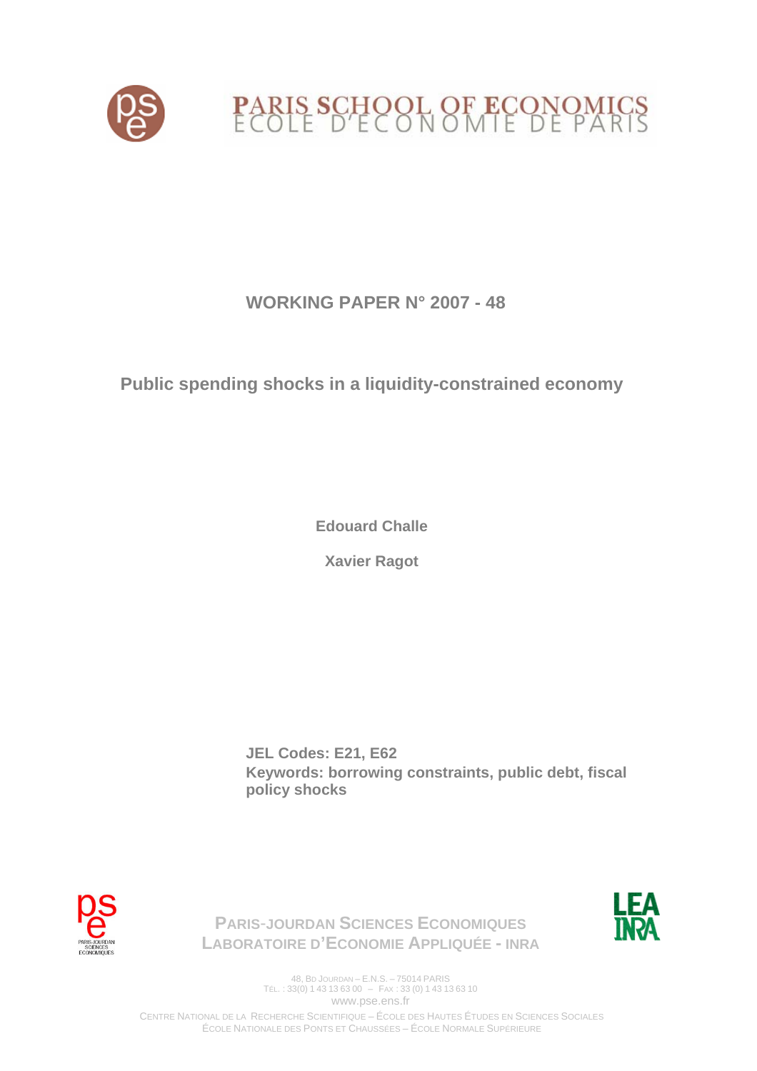PARIS SCHOOL OF ECONOMICS
ECOLE D'ECONOMIE DE PARIS

# WORKING PAPER N° 2007 - 48

## Public spending shocks in a liquidity-constrained economy

**Edouard Challe**

**Xavier Ragot**

**JEL Codes: E21, E62**
**Keywords: borrowing constraints, public debt, fiscal policy shocks**

PARIS-JOURDAN SCIENCES ECONOMIQUES
LABORATOIRE D'ECONOMIE APPLIQUÉE - INRA

48, BD JOURDAN – E.N.S. – 75014 PARIS
TÉL. : 33(0) 1 43 13 63 00 – FAX : 33 (0) 1 43 13 63 10
www.pse.ens.fr

CENTRE NATIONAL DE LA RECHERCHE SCIENTIFIQUE – ÉCOLE DES HAUTES ÉTUDES EN SCIENCES SOCIALES
ÉCOLE NATIONALE DES PONTS ET CHAUSSÉES – ÉCOLE NORMALE SUPÉRIEURE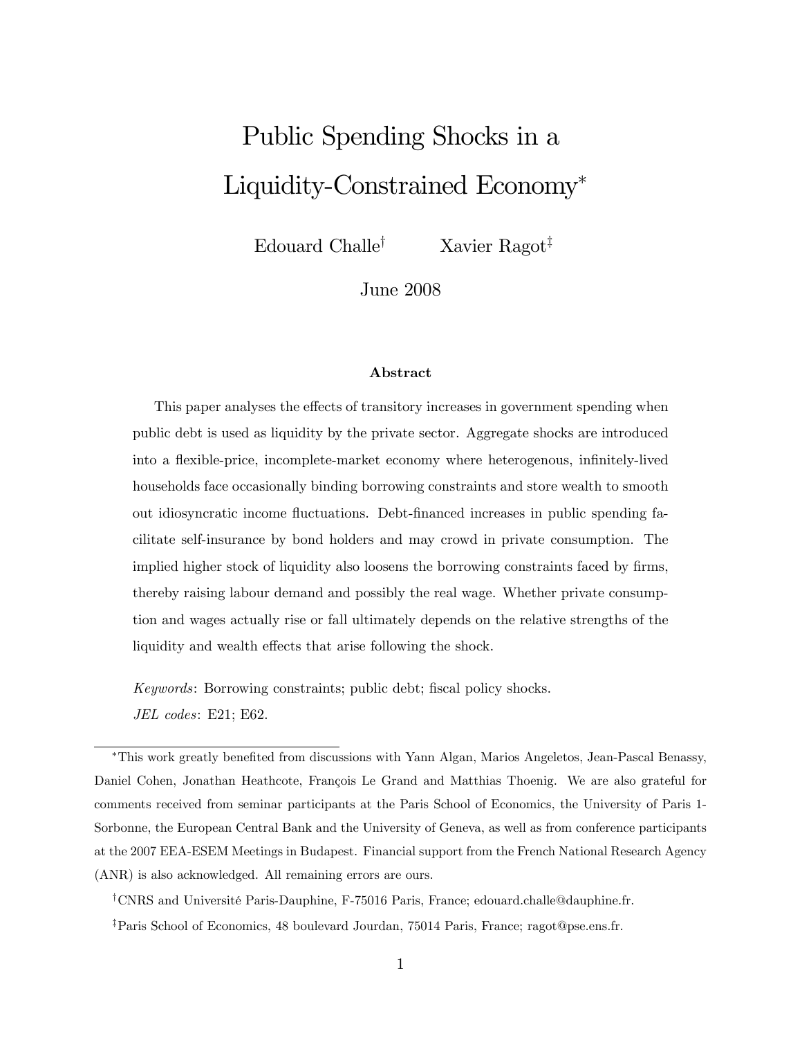# Public Spending Shocks in a Liquidity-Constrained Economy*

Edouard Challe[†] Xavier Ragot[‡]

June 2008

### Abstract

This paper analyses the effects of transitory increases in government spending when public debt is used as liquidity by the private sector. Aggregate shocks are introduced into a flexible-price, incomplete-market economy where heterogenous, infinitely-lived households face occasionally binding borrowing constraints and store wealth to smooth out idiosyncratic income fluctuations. Debt-financed increases in public spending facilitate self-insurance by bond holders and may crowd in private consumption. The implied higher stock of liquidity also loosens the borrowing constraints faced by firms, thereby raising labour demand and possibly the real wage. Whether private consumption and wages actually rise or fall ultimately depends on the relative strengths of the liquidity and wealth effects that arise following the shock.

*Keywords*: Borrowing constraints; public debt; fiscal policy shocks.

*JEL codes*: E21; E62.

---

*This work greatly benefited from discussions with Yann Algan, Marios Angeletos, Jean-Pascal Benassy, Daniel Cohen, Jonathan Heathcote, François Le Grand and Matthias Thoenig. We are also grateful for comments received from seminar participants at the Paris School of Economics, the University of Paris 1-Sorbonne, the European Central Bank and the University of Geneva, as well as from conference participants at the 2007 EEA-ESEM Meetings in Budapest. Financial support from the French National Research Agency (ANR) is also acknowledged. All remaining errors are ours.

[†]CNRS and Université Paris-Dauphine, F-75016 Paris, France; edouard.challe@dauphine.fr.

[‡]Paris School of Economics, 48 boulevard Jourdan, 75014 Paris, France; ragot@pse.ens.fr.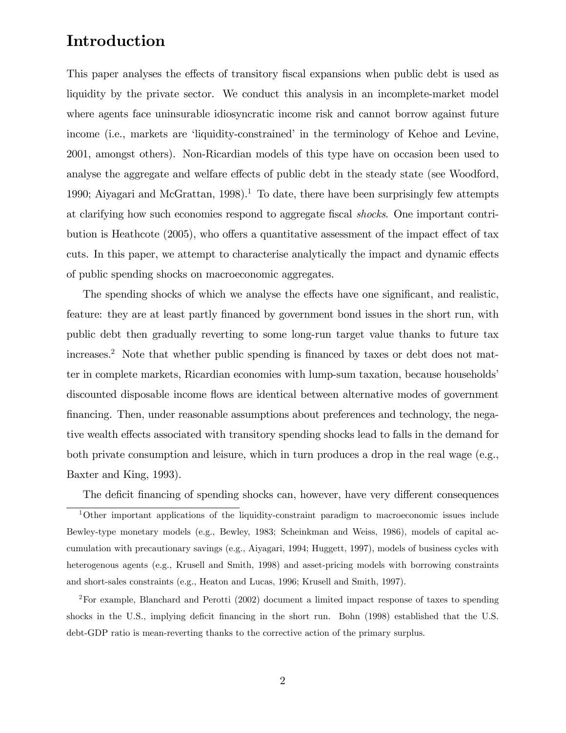# Introduction

This paper analyses the effects of transitory fiscal expansions when public debt is used as liquidity by the private sector. We conduct this analysis in an incomplete-market model where agents face uninsurable idiosyncratic income risk and cannot borrow against future income (i.e., markets are 'liquidity-constrained' in the terminology of Kehoe and Levine, 2001, amongst others). Non-Ricardian models of this type have on occasion been used to analyse the aggregate and welfare effects of public debt in the steady state (see Woodford, 1990; Aiyagari and McGrattan, 1998).[1] To date, there have been surprisingly few attempts at clarifying how such economies respond to aggregate fiscal *shocks*. One important contribution is Heathcote (2005), who offers a quantitative assessment of the impact effect of tax cuts. In this paper, we attempt to characterise analytically the impact and dynamic effects of public spending shocks on macroeconomic aggregates.

The spending shocks of which we analyse the effects have one significant, and realistic, feature: they are at least partly financed by government bond issues in the short run, with public debt then gradually reverting to some long-run target value thanks to future tax increases.[2] Note that whether public spending is financed by taxes or debt does not matter in complete markets, Ricardian economies with lump-sum taxation, because households' discounted disposable income flows are identical between alternative modes of government financing. Then, under reasonable assumptions about preferences and technology, the negative wealth effects associated with transitory spending shocks lead to falls in the demand for both private consumption and leisure, which in turn produces a drop in the real wage (e.g., Baxter and King, 1993).

The deficit financing of spending shocks can, however, have very different consequences

[1] Other important applications of the liquidity-constraint paradigm to macroeconomic issues include Bewley-type monetary models (e.g., Bewley, 1983; Scheinkman and Weiss, 1986), models of capital accumulation with precautionary savings (e.g., Aiyagari, 1994; Huggett, 1997), models of business cycles with heterogenous agents (e.g., Krusell and Smith, 1998) and asset-pricing models with borrowing constraints and short-sales constraints (e.g., Heaton and Lucas, 1996; Krusell and Smith, 1997).

[2] For example, Blanchard and Perotti (2002) document a limited impact response of taxes to spending shocks in the U.S., implying deficit financing in the short run. Bohn (1998) established that the U.S. debt-GDP ratio is mean-reverting thanks to the corrective action of the primary surplus.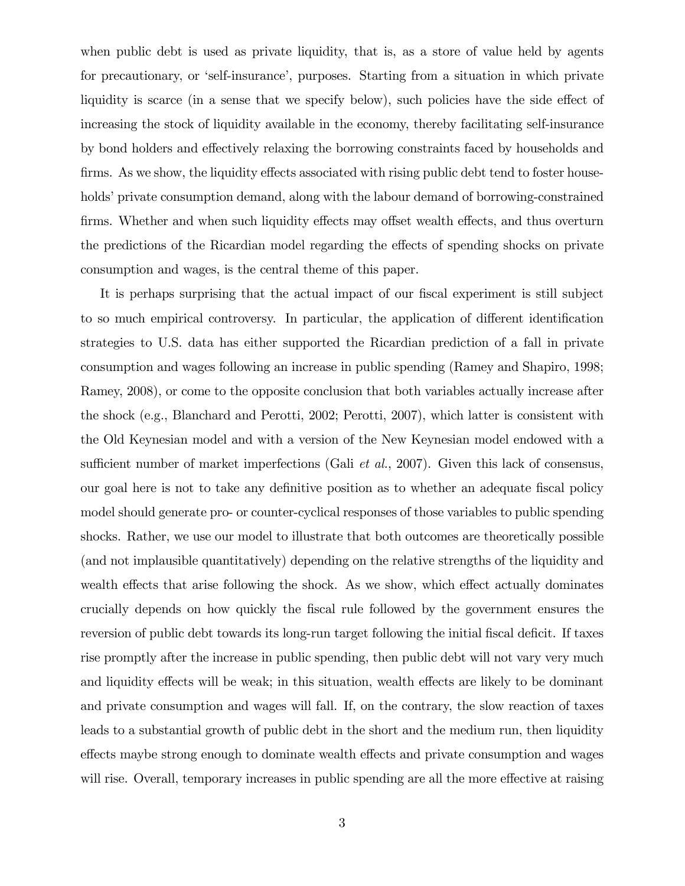when public debt is used as private liquidity, that is, as a store of value held by agents for precautionary, or 'self-insurance', purposes. Starting from a situation in which private liquidity is scarce (in a sense that we specify below), such policies have the side effect of increasing the stock of liquidity available in the economy, thereby facilitating self-insurance by bond holders and effectively relaxing the borrowing constraints faced by households and firms. As we show, the liquidity effects associated with rising public debt tend to foster households' private consumption demand, along with the labour demand of borrowing-constrained firms. Whether and when such liquidity effects may offset wealth effects, and thus overturn the predictions of the Ricardian model regarding the effects of spending shocks on private consumption and wages, is the central theme of this paper.

It is perhaps surprising that the actual impact of our fiscal experiment is still subject to so much empirical controversy. In particular, the application of different identification strategies to U.S. data has either supported the Ricardian prediction of a fall in private consumption and wages following an increase in public spending (Ramey and Shapiro, 1998; Ramey, 2008), or come to the opposite conclusion that both variables actually increase after the shock (e.g., Blanchard and Perotti, 2002; Perotti, 2007), which latter is consistent with the Old Keynesian model and with a version of the New Keynesian model endowed with a sufficient number of market imperfections (Gali *et al.*, 2007). Given this lack of consensus, our goal here is not to take any definitive position as to whether an adequate fiscal policy model should generate pro- or counter-cyclical responses of those variables to public spending shocks. Rather, we use our model to illustrate that both outcomes are theoretically possible (and not implausible quantitatively) depending on the relative strengths of the liquidity and wealth effects that arise following the shock. As we show, which effect actually dominates crucially depends on how quickly the fiscal rule followed by the government ensures the reversion of public debt towards its long-run target following the initial fiscal deficit. If taxes rise promptly after the increase in public spending, then public debt will not vary very much and liquidity effects will be weak; in this situation, wealth effects are likely to be dominant and private consumption and wages will fall. If, on the contrary, the slow reaction of taxes leads to a substantial growth of public debt in the short and the medium run, then liquidity effects maybe strong enough to dominate wealth effects and private consumption and wages will rise. Overall, temporary increases in public spending are all the more effective at raising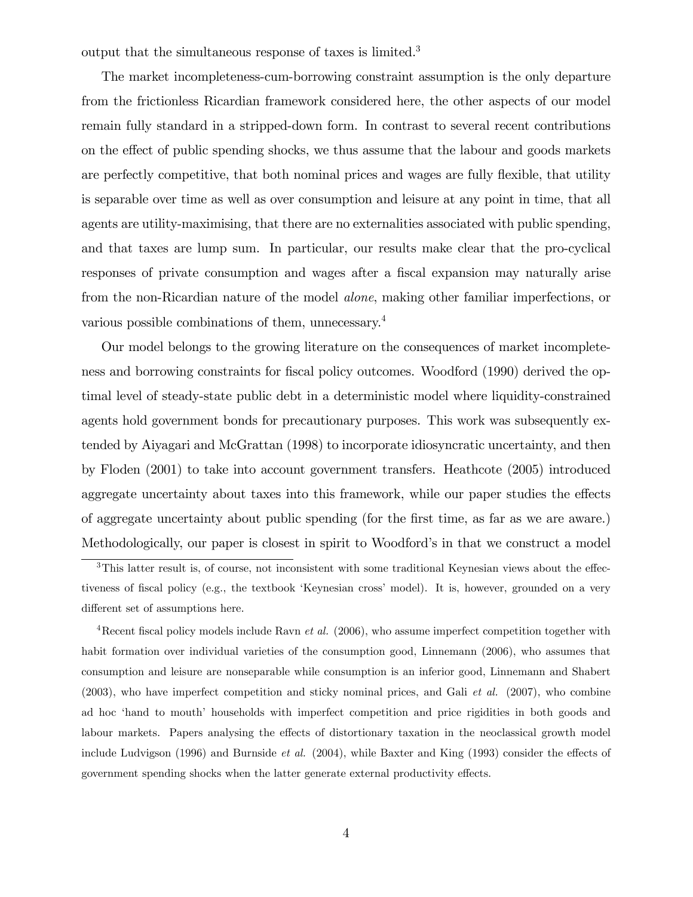output that the simultaneous response of taxes is limited.[3]

The market incompleteness-cum-borrowing constraint assumption is the only departure from the frictionless Ricardian framework considered here, the other aspects of our model remain fully standard in a stripped-down form. In contrast to several recent contributions on the effect of public spending shocks, we thus assume that the labour and goods markets are perfectly competitive, that both nominal prices and wages are fully flexible, that utility is separable over time as well as over consumption and leisure at any point in time, that all agents are utility-maximising, that there are no externalities associated with public spending, and that taxes are lump sum. In particular, our results make clear that the pro-cyclical responses of private consumption and wages after a fiscal expansion may naturally arise from the non-Ricardian nature of the model *alone*, making other familiar imperfections, or various possible combinations of them, unnecessary.[4]

Our model belongs to the growing literature on the consequences of market incompleteness and borrowing constraints for fiscal policy outcomes. Woodford (1990) derived the optimal level of steady-state public debt in a deterministic model where liquidity-constrained agents hold government bonds for precautionary purposes. This work was subsequently extended by Aiyagari and McGrattan (1998) to incorporate idiosyncratic uncertainty, and then by Floden (2001) to take into account government transfers. Heathcote (2005) introduced aggregate uncertainty about taxes into this framework, while our paper studies the effects of aggregate uncertainty about public spending (for the first time, as far as we are aware.) Methodologically, our paper is closest in spirit to Woodford's in that we construct a model

[3]This latter result is, of course, not inconsistent with some traditional Keynesian views about the effectiveness of fiscal policy (e.g., the textbook 'Keynesian cross' model). It is, however, grounded on a very different set of assumptions here.

[4]Recent fiscal policy models include Ravn *et al.* (2006), who assume imperfect competition together with habit formation over individual varieties of the consumption good, Linnemann (2006), who assumes that consumption and leisure are nonseparable while consumption is an inferior good, Linnemann and Shabert (2003), who have imperfect competition and sticky nominal prices, and Gali *et al.* (2007), who combine ad hoc 'hand to mouth' households with imperfect competition and price rigidities in both goods and labour markets. Papers analysing the effects of distortionary taxation in the neoclassical growth model include Ludvigson (1996) and Burnside *et al.* (2004), while Baxter and King (1993) consider the effects of government spending shocks when the latter generate external productivity effects.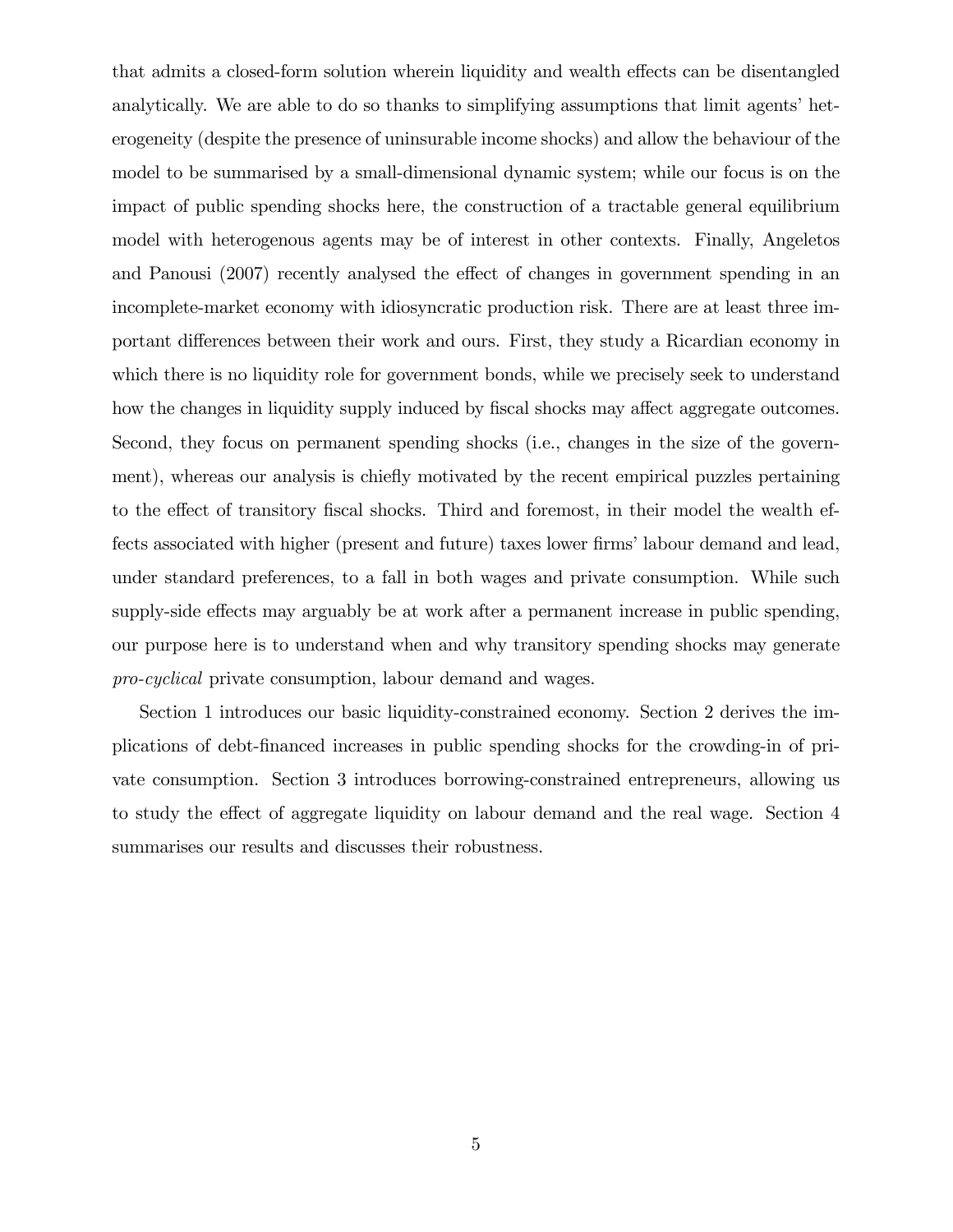that admits a closed-form solution wherein liquidity and wealth effects can be disentangled analytically. We are able to do so thanks to simplifying assumptions that limit agents' heterogeneity (despite the presence of uninsurable income shocks) and allow the behaviour of the model to be summarised by a small-dimensional dynamic system; while our focus is on the impact of public spending shocks here, the construction of a tractable general equilibrium model with heterogenous agents may be of interest in other contexts. Finally, Angeletos and Panousi (2007) recently analysed the effect of changes in government spending in an incomplete-market economy with idiosyncratic production risk. There are at least three important differences between their work and ours. First, they study a Ricardian economy in which there is no liquidity role for government bonds, while we precisely seek to understand how the changes in liquidity supply induced by fiscal shocks may affect aggregate outcomes. Second, they focus on permanent spending shocks (i.e., changes in the size of the government), whereas our analysis is chiefly motivated by the recent empirical puzzles pertaining to the effect of transitory fiscal shocks. Third and foremost, in their model the wealth effects associated with higher (present and future) taxes lower firms' labour demand and lead, under standard preferences, to a fall in both wages and private consumption. While such supply-side effects may arguably be at work after a permanent increase in public spending, our purpose here is to understand when and why transitory spending shocks may generate *pro-cyclical* private consumption, labour demand and wages.

Section 1 introduces our basic liquidity-constrained economy. Section 2 derives the implications of debt-financed increases in public spending shocks for the crowding-in of private consumption. Section 3 introduces borrowing-constrained entrepreneurs, allowing us to study the effect of aggregate liquidity on labour demand and the real wage. Section 4 summarises our results and discusses their robustness.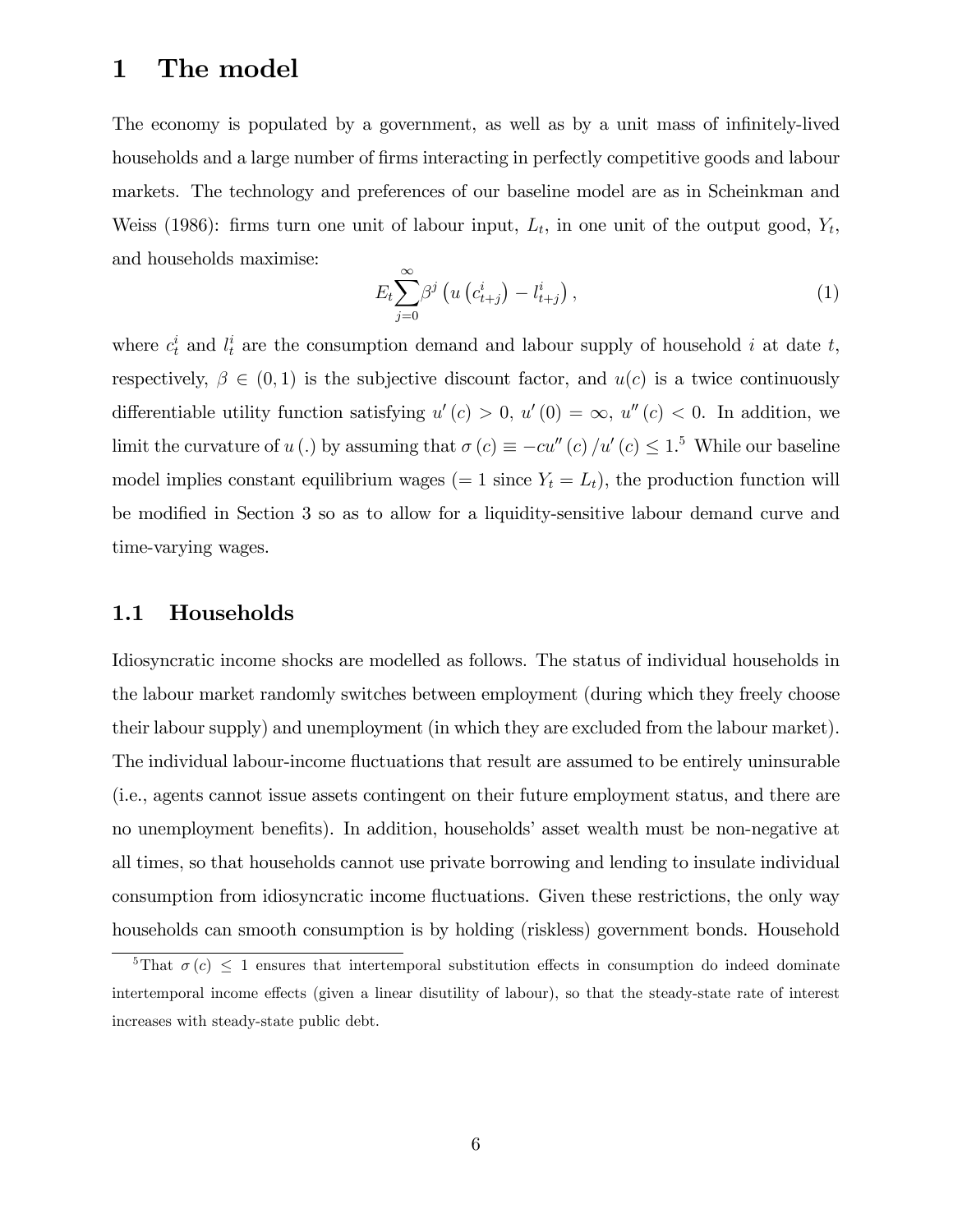# 1 The model

The economy is populated by a government, as well as by a unit mass of infinitely-lived households and a large number of firms interacting in perfectly competitive goods and labour markets. The technology and preferences of our baseline model are as in Scheinkman and Weiss (1986): firms turn one unit of labour input, $L_t$, in one unit of the output good, $Y_t$, and households maximise:

$$E_t \sum_{j=0}^{\infty} \beta^j \left( u\left(c_{t+j}^i\right) - l_{t+j}^i \right), \tag{1}$$

where $c_t^i$ and $l_t^i$ are the consumption demand and labour supply of household $i$ at date $t$, respectively, $\beta \in (0,1)$ is the subjective discount factor, and $u(c)$ is a twice continuously differentiable utility function satisfying $u'(c) > 0$, $u'(0) = \infty$, $u''(c) < 0$. In addition, we limit the curvature of $u(.)$ by assuming that $\sigma(c) \equiv -cu''(c)/u'(c) \leq 1$.[5] While our baseline model implies constant equilibrium wages ($= 1$ since $Y_t = L_t$), the production function will be modified in Section 3 so as to allow for a liquidity-sensitive labour demand curve and time-varying wages.

## 1.1 Households

Idiosyncratic income shocks are modelled as follows. The status of individual households in the labour market randomly switches between employment (during which they freely choose their labour supply) and unemployment (in which they are excluded from the labour market). The individual labour-income fluctuations that result are assumed to be entirely uninsurable (i.e., agents cannot issue assets contingent on their future employment status, and there are no unemployment benefits). In addition, households' asset wealth must be non-negative at all times, so that households cannot use private borrowing and lending to insulate individual consumption from idiosyncratic income fluctuations. Given these restrictions, the only way households can smooth consumption is by holding (riskless) government bonds. Household

[5] That $\sigma(c) \leq 1$ ensures that intertemporal substitution effects in consumption do indeed dominate intertemporal income effects (given a linear disutility of labour), so that the steady-state rate of interest increases with steady-state public debt.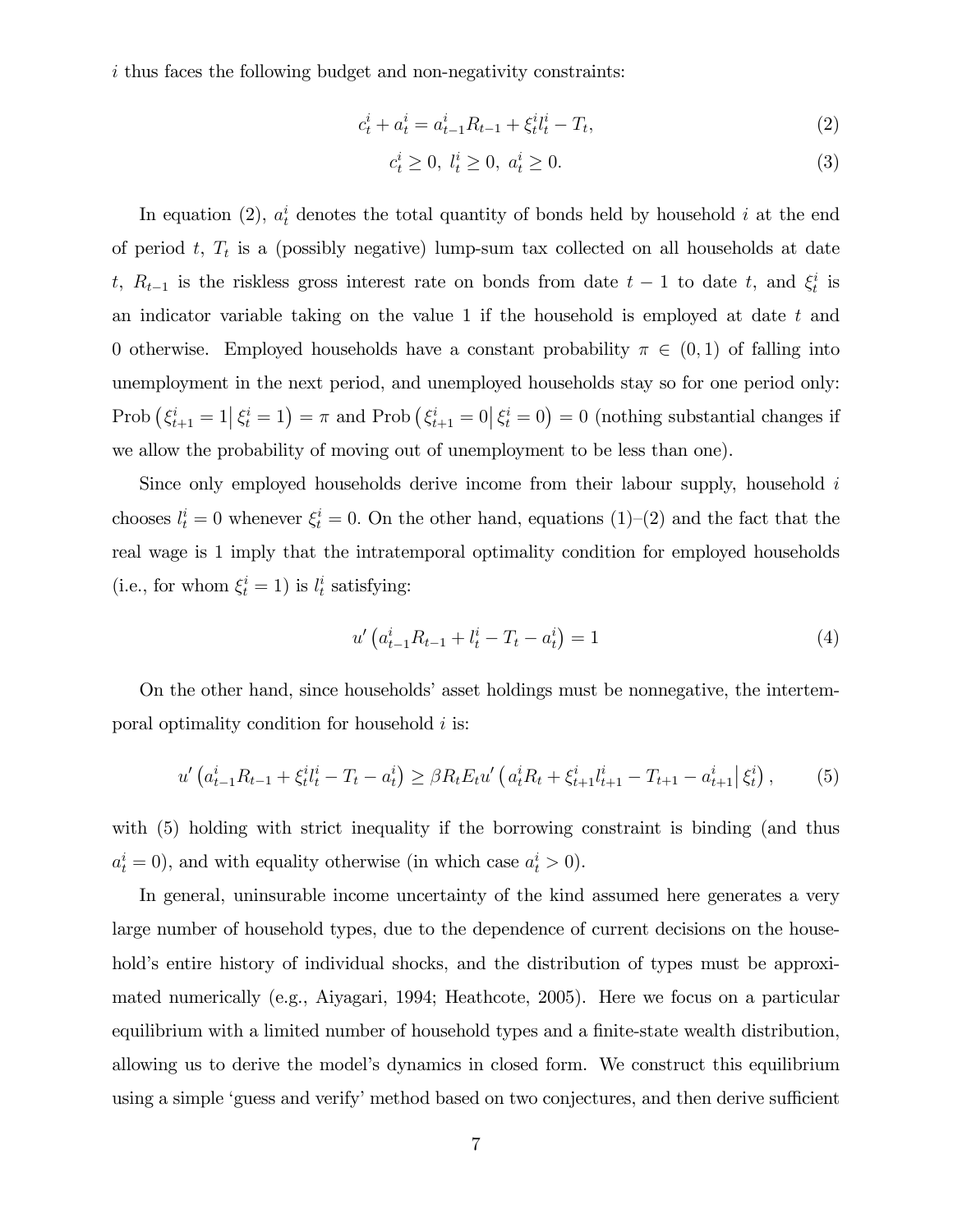$i$ thus faces the following budget and non-negativity constraints:

$$c_t^i + a_t^i = a_{t-1}^i R_{t-1} + \xi_t^i l_t^i - T_t, \tag{2}$$

$$c_t^i \geq 0,\ l_t^i \geq 0,\ a_t^i \geq 0. \tag{3}$$

In equation (2), $a_t^i$ denotes the total quantity of bonds held by household $i$ at the end of period $t$, $T_t$ is a (possibly negative) lump-sum tax collected on all households at date $t$, $R_{t-1}$ is the riskless gross interest rate on bonds from date $t-1$ to date $t$, and $\xi_t^i$ is an indicator variable taking on the value 1 if the household is employed at date $t$ and 0 otherwise. Employed households have a constant probability $\pi \in (0,1)$ of falling into unemployment in the next period, and unemployed households stay so for one period only: $\text{Prob}\left(\xi_{t+1}^i = 1 \middle| \xi_t^i = 1\right) = \pi$ and $\text{Prob}\left(\xi_{t+1}^i = 0 \middle| \xi_t^i = 0\right) = 0$ (nothing substantial changes if we allow the probability of moving out of unemployment to be less than one).

Since only employed households derive income from their labour supply, household $i$ chooses $l_t^i = 0$ whenever $\xi_t^i = 0$. On the other hand, equations (1)–(2) and the fact that the real wage is 1 imply that the intratemporal optimality condition for employed households (i.e., for whom $\xi_t^i = 1$) is $l_t^i$ satisfying:

$$u'\left(a_{t-1}^i R_{t-1} + l_t^i - T_t - a_t^i\right) = 1 \tag{4}$$

On the other hand, since households' asset holdings must be nonnegative, the intertemporal optimality condition for household $i$ is:

$$u'\left(a_{t-1}^i R_{t-1} + \xi_t^i l_t^i - T_t - a_t^i\right) \geq \beta R_t E_t u'\left(a_t^i R_t + \xi_{t+1}^i l_{t+1}^i - T_{t+1} - a_{t+1}^i \middle| \xi_t^i\right), \tag{5}$$

with (5) holding with strict inequality if the borrowing constraint is binding (and thus $a_t^i = 0$), and with equality otherwise (in which case $a_t^i > 0$).

In general, uninsurable income uncertainty of the kind assumed here generates a very large number of household types, due to the dependence of current decisions on the household's entire history of individual shocks, and the distribution of types must be approximated numerically (e.g., Aiyagari, 1994; Heathcote, 2005). Here we focus on a particular equilibrium with a limited number of household types and a finite-state wealth distribution, allowing us to derive the model's dynamics in closed form. We construct this equilibrium using a simple 'guess and verify' method based on two conjectures, and then derive sufficient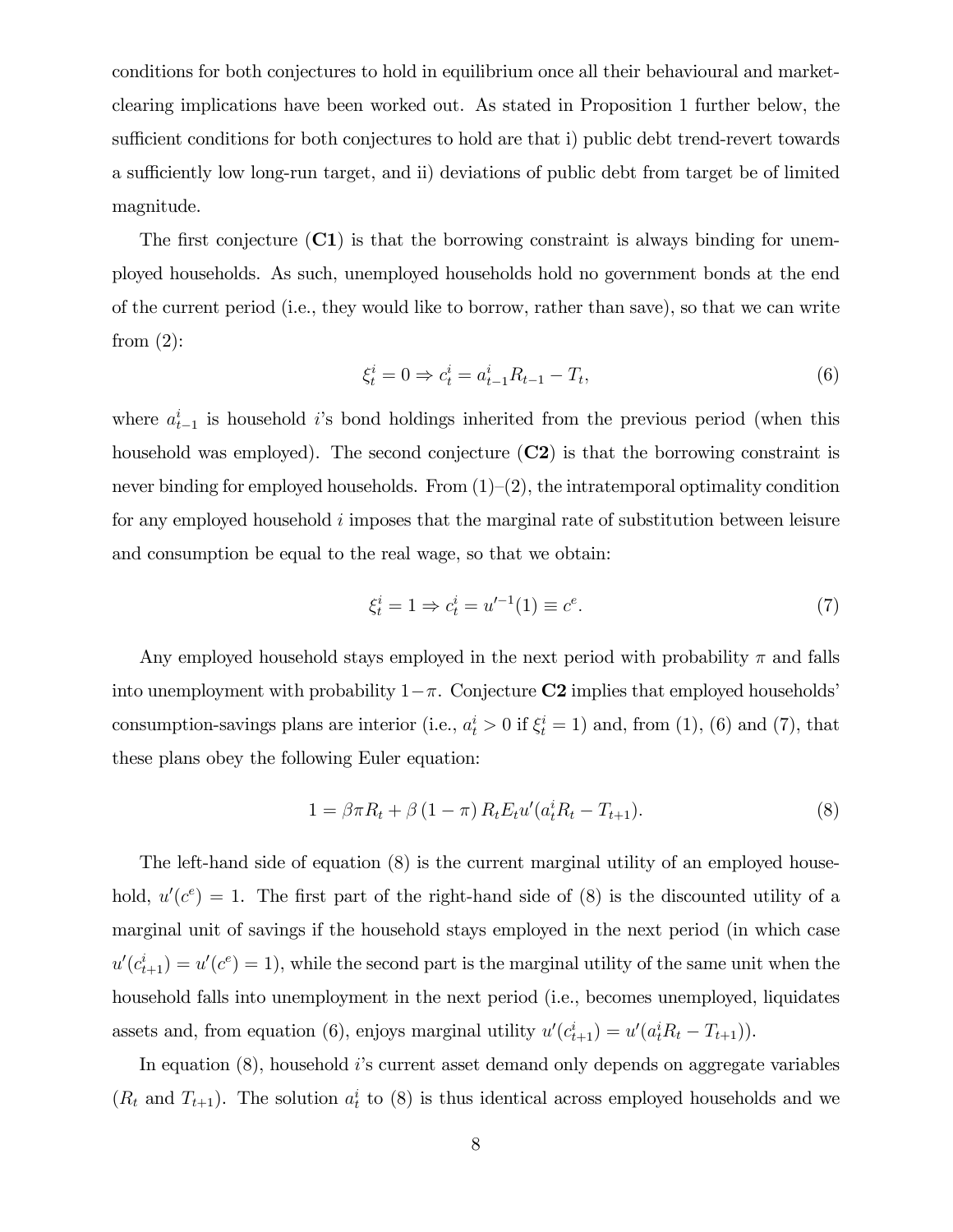conditions for both conjectures to hold in equilibrium once all their behavioural and market-clearing implications have been worked out. As stated in Proposition 1 further below, the sufficient conditions for both conjectures to hold are that i) public debt trend-revert towards a sufficiently low long-run target, and ii) deviations of public debt from target be of limited magnitude.

The first conjecture (**C1**) is that the borrowing constraint is always binding for unemployed households. As such, unemployed households hold no government bonds at the end of the current period (i.e., they would like to borrow, rather than save), so that we can write from (2):

$$\xi_t^i = 0 \Rightarrow c_t^i = a_{t-1}^i R_{t-1} - T_t, \tag{6}$$

where $a_{t-1}^i$ is household $i$'s bond holdings inherited from the previous period (when this household was employed). The second conjecture (**C2**) is that the borrowing constraint is never binding for employed households. From (1)–(2), the intratemporal optimality condition for any employed household $i$ imposes that the marginal rate of substitution between leisure and consumption be equal to the real wage, so that we obtain:

$$\xi_t^i = 1 \Rightarrow c_t^i = u'^{-1}(1) \equiv c^e. \tag{7}$$

Any employed household stays employed in the next period with probability $\pi$ and falls into unemployment with probability $1-\pi$. Conjecture **C2** implies that employed households' consumption-savings plans are interior (i.e., $a_t^i > 0$ if $\xi_t^i = 1$) and, from (1), (6) and (7), that these plans obey the following Euler equation:

$$1 = \beta \pi R_t + \beta (1-\pi) R_t E_t u'(a_t^i R_t - T_{t+1}). \tag{8}$$

The left-hand side of equation (8) is the current marginal utility of an employed household, $u'(c^e) = 1$. The first part of the right-hand side of (8) is the discounted utility of a marginal unit of savings if the household stays employed in the next period (in which case $u'(c_{t+1}^i) = u'(c^e) = 1$), while the second part is the marginal utility of the same unit when the household falls into unemployment in the next period (i.e., becomes unemployed, liquidates assets and, from equation (6), enjoys marginal utility $u'(c_{t+1}^i) = u'(a_t^i R_t - T_{t+1})$).

In equation (8), household $i$'s current asset demand only depends on aggregate variables ($R_t$ and $T_{t+1}$). The solution $a_t^i$ to (8) is thus identical across employed households and we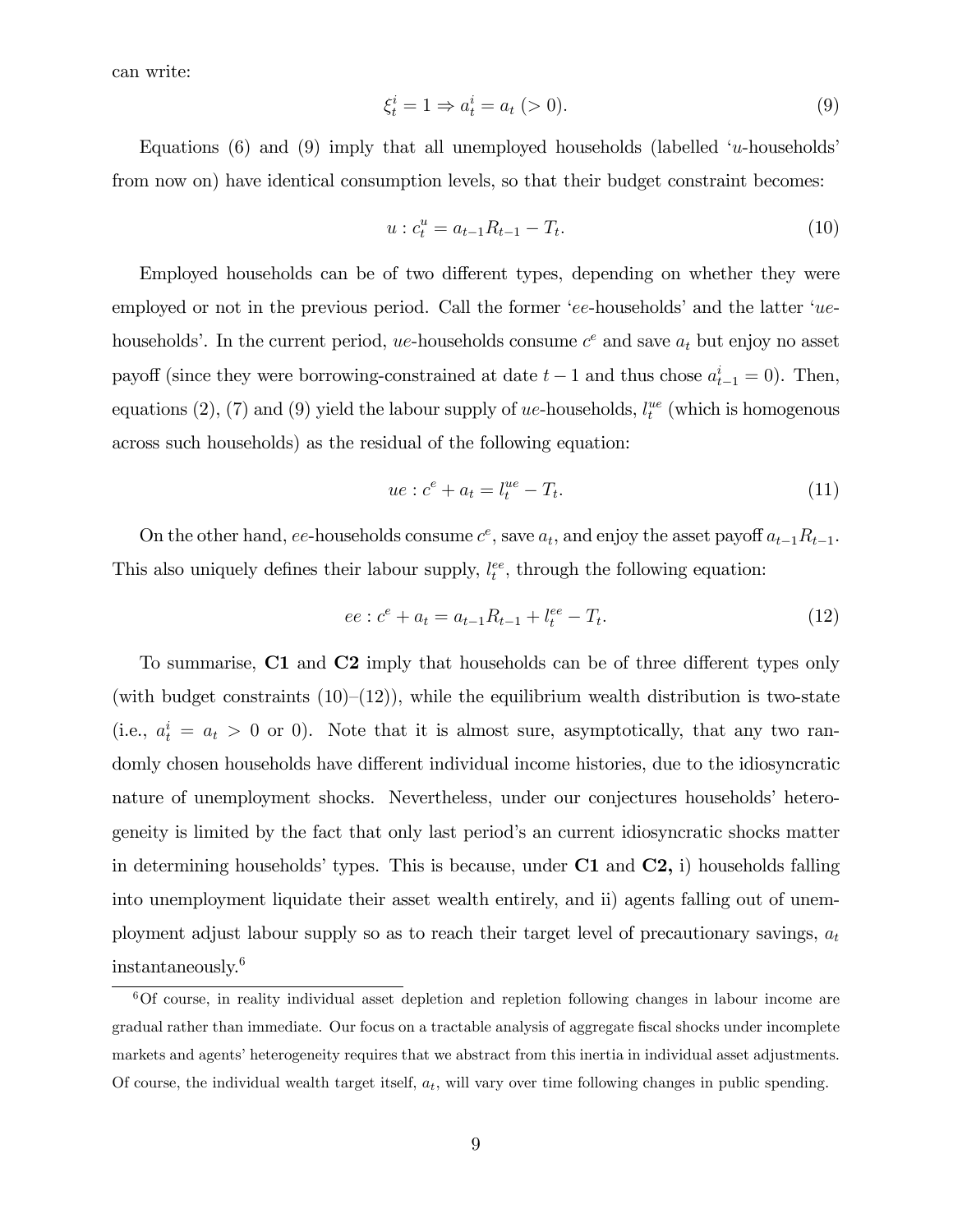can write:

$$\xi_t^i = 1 \Rightarrow a_t^i = a_t \ (> 0). \tag{9}$$

Equations (6) and (9) imply that all unemployed households (labelled '$u$-households' from now on) have identical consumption levels, so that their budget constraint becomes:

$$u : c_t^u = a_{t-1}R_{t-1} - T_t. \tag{10}$$

Employed households can be of two different types, depending on whether they were employed or not in the previous period. Call the former '$ee$-households' and the latter '$ue$-households'. In the current period, $ue$-households consume $c^e$ and save $a_t$ but enjoy no asset payoff (since they were borrowing-constrained at date $t-1$ and thus chose $a_{t-1}^i = 0$). Then, equations (2), (7) and (9) yield the labour supply of $ue$-households, $l_t^{ue}$ (which is homogenous across such households) as the residual of the following equation:

$$ue : c^e + a_t = l_t^{ue} - T_t. \tag{11}$$

On the other hand, $ee$-households consume $c^e$, save $a_t$, and enjoy the asset payoff $a_{t-1}R_{t-1}$. This also uniquely defines their labour supply, $l_t^{ee}$, through the following equation:

$$ee : c^e + a_t = a_{t-1}R_{t-1} + l_t^{ee} - T_t. \tag{12}$$

To summarise, **C1** and **C2** imply that households can be of three different types only (with budget constraints (10)–(12)), while the equilibrium wealth distribution is two-state (i.e., $a_t^i = a_t > 0$ or 0). Note that it is almost sure, asymptotically, that any two randomly chosen households have different individual income histories, due to the idiosyncratic nature of unemployment shocks. Nevertheless, under our conjectures households' heterogeneity is limited by the fact that only last period's an current idiosyncratic shocks matter in determining households' types. This is because, under **C1** and **C2,** i) households falling into unemployment liquidate their asset wealth entirely, and ii) agents falling out of unemployment adjust labour supply so as to reach their target level of precautionary savings, $a_t$ instantaneously.[6]

[6] Of course, in reality individual asset depletion and repletion following changes in labour income are gradual rather than immediate. Our focus on a tractable analysis of aggregate fiscal shocks under incomplete markets and agents' heterogeneity requires that we abstract from this inertia in individual asset adjustments. Of course, the individual wealth target itself, $a_t$, will vary over time following changes in public spending.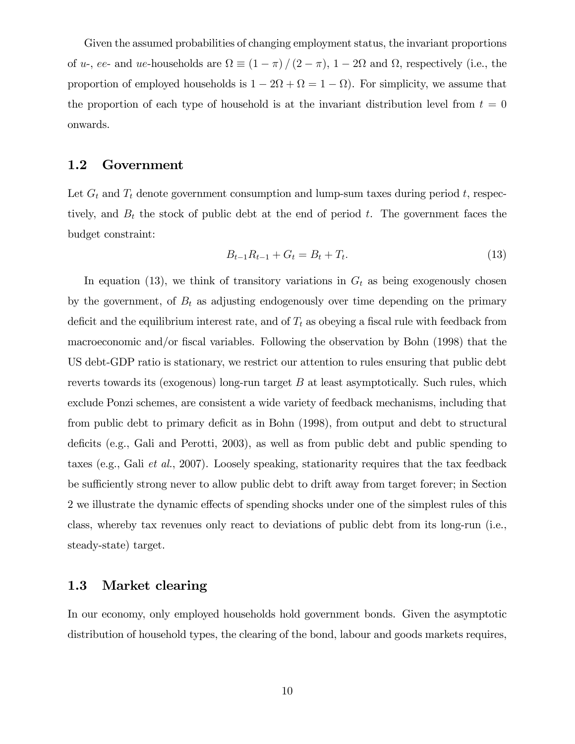Given the assumed probabilities of changing employment status, the invariant proportions of $u$-, $ee$- and $ue$-households are $\Omega \equiv (1-\pi)/(2-\pi)$, $1-2\Omega$ and $\Omega$, respectively (i.e., the proportion of employed households is $1-2\Omega+\Omega = 1-\Omega$). For simplicity, we assume that the proportion of each type of household is at the invariant distribution level from $t=0$ onwards.

## 1.2 Government

Let $G_t$ and $T_t$ denote government consumption and lump-sum taxes during period $t$, respectively, and $B_t$ the stock of public debt at the end of period $t$. The government faces the budget constraint:

$$B_{t-1}R_{t-1} + G_t = B_t + T_t. \tag{13}$$

In equation (13), we think of transitory variations in $G_t$ as being exogenously chosen by the government, of $B_t$ as adjusting endogenously over time depending on the primary deficit and the equilibrium interest rate, and of $T_t$ as obeying a fiscal rule with feedback from macroeconomic and/or fiscal variables. Following the observation by Bohn (1998) that the US debt-GDP ratio is stationary, we restrict our attention to rules ensuring that public debt reverts towards its (exogenous) long-run target $B$ at least asymptotically. Such rules, which exclude Ponzi schemes, are consistent a wide variety of feedback mechanisms, including that from public debt to primary deficit as in Bohn (1998), from output and debt to structural deficits (e.g., Gali and Perotti, 2003), as well as from public debt and public spending to taxes (e.g., Gali *et al.*, 2007). Loosely speaking, stationarity requires that the tax feedback be sufficiently strong never to allow public debt to drift away from target forever; in Section 2 we illustrate the dynamic effects of spending shocks under one of the simplest rules of this class, whereby tax revenues only react to deviations of public debt from its long-run (i.e., steady-state) target.

## 1.3 Market clearing

In our economy, only employed households hold government bonds. Given the asymptotic distribution of household types, the clearing of the bond, labour and goods markets requires,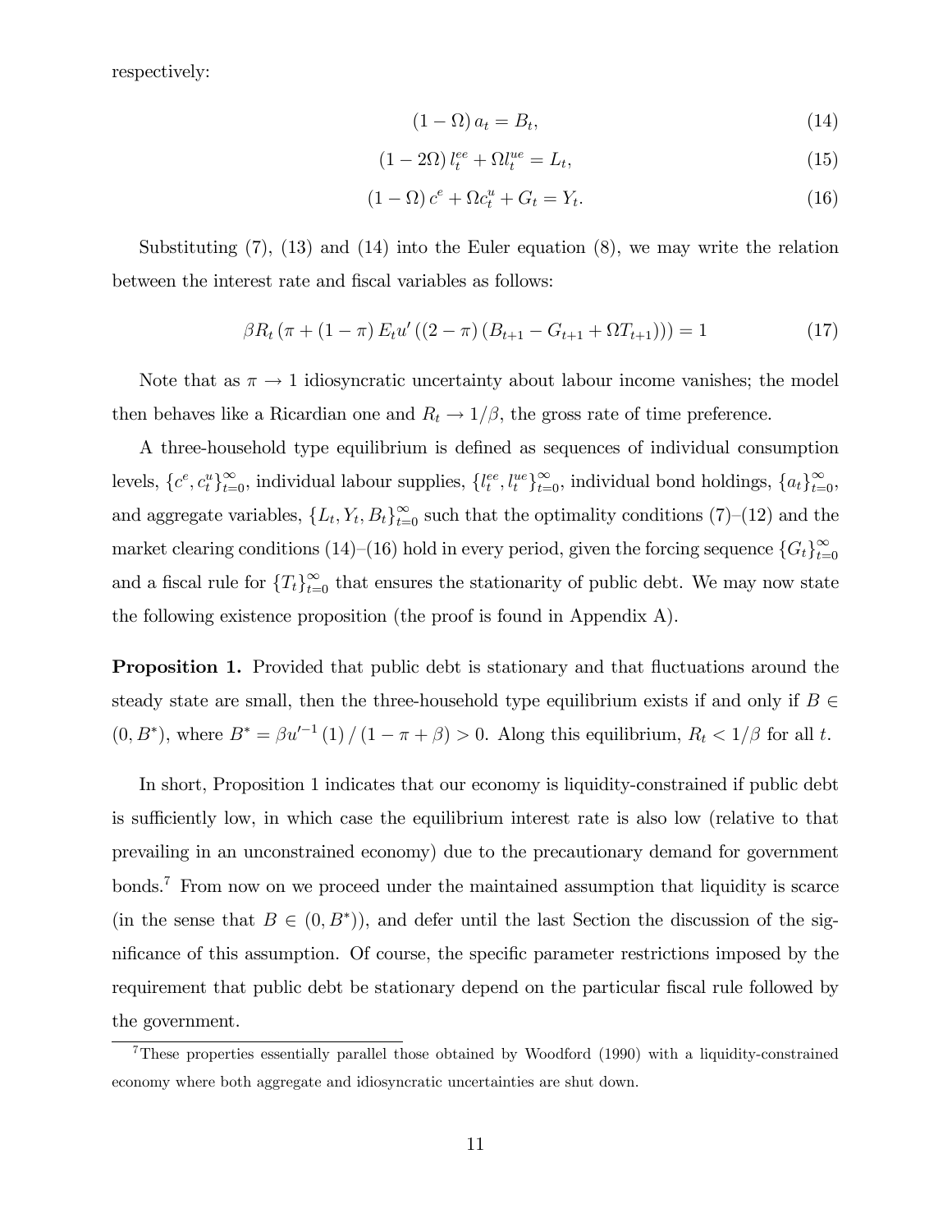respectively:

$$(1-\Omega)\,a_t = B_t, \tag{14}$$

$$(1-2\Omega)\,l_t^{ee} + \Omega l_t^{ue} = L_t, \tag{15}$$

$$(1-\Omega)\,c^e + \Omega c_t^u + G_t = Y_t. \tag{16}$$

Substituting (7), (13) and (14) into the Euler equation (8), we may write the relation between the interest rate and fiscal variables as follows:

$$\beta R_t \left(\pi + (1-\pi)\, E_t u'\left((2-\pi)\left(B_{t+1} - G_{t+1} + \Omega T_{t+1}\right)\right)\right) = 1 \tag{17}$$

Note that as $\pi \to 1$ idiosyncratic uncertainty about labour income vanishes; the model then behaves like a Ricardian one and $R_t \to 1/\beta$, the gross rate of time preference.

A three-household type equilibrium is defined as sequences of individual consumption levels, $\{c^e, c_t^u\}_{t=0}^{\infty}$, individual labour supplies, $\{l_t^{ee}, l_t^{ue}\}_{t=0}^{\infty}$, individual bond holdings, $\{a_t\}_{t=0}^{\infty}$, and aggregate variables, $\{L_t, Y_t, B_t\}_{t=0}^{\infty}$ such that the optimality conditions (7)–(12) and the market clearing conditions (14)–(16) hold in every period, given the forcing sequence $\{G_t\}_{t=0}^{\infty}$ and a fiscal rule for $\{T_t\}_{t=0}^{\infty}$ that ensures the stationarity of public debt. We may now state the following existence proposition (the proof is found in Appendix A).

**Proposition 1.** Provided that public debt is stationary and that fluctuations around the steady state are small, then the three-household type equilibrium exists if and only if $B \in (0, B^*)$, where $B^* = \beta u'^{-1}(1)/(1-\pi+\beta) > 0$. Along this equilibrium, $R_t < 1/\beta$ for all $t$.

In short, Proposition 1 indicates that our economy is liquidity-constrained if public debt is sufficiently low, in which case the equilibrium interest rate is also low (relative to that prevailing in an unconstrained economy) due to the precautionary demand for government bonds.[7] From now on we proceed under the maintained assumption that liquidity is scarce (in the sense that $B \in (0, B^*)$), and defer until the last Section the discussion of the significance of this assumption. Of course, the specific parameter restrictions imposed by the requirement that public debt be stationary depend on the particular fiscal rule followed by the government.

[7] These properties essentially parallel those obtained by Woodford (1990) with a liquidity-constrained economy where both aggregate and idiosyncratic uncertainties are shut down.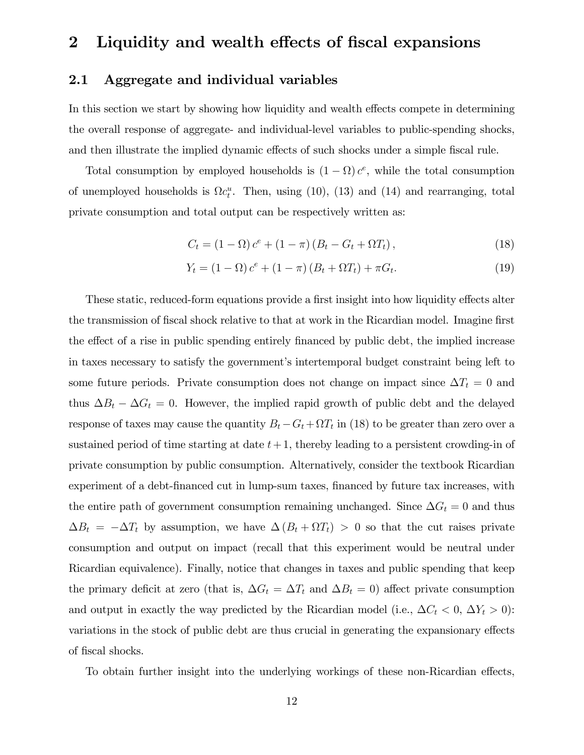# 2 Liquidity and wealth effects of fiscal expansions

## 2.1 Aggregate and individual variables

In this section we start by showing how liquidity and wealth effects compete in determining the overall response of aggregate- and individual-level variables to public-spending shocks, and then illustrate the implied dynamic effects of such shocks under a simple fiscal rule.

Total consumption by employed households is $(1-\Omega)\,c^e$, while the total consumption of unemployed households is $\Omega c_t^u$. Then, using (10), (13) and (14) and rearranging, total private consumption and total output can be respectively written as:

$$C_t = (1-\Omega)\,c^e + (1-\pi)\,(B_t - G_t + \Omega T_t)\,, \tag{18}$$

$$Y_t = (1-\Omega)\,c^e + (1-\pi)\,(B_t + \Omega T_t) + \pi G_t. \tag{19}$$

These static, reduced-form equations provide a first insight into how liquidity effects alter the transmission of fiscal shock relative to that at work in the Ricardian model. Imagine first the effect of a rise in public spending entirely financed by public debt, the implied increase in taxes necessary to satisfy the government's intertemporal budget constraint being left to some future periods. Private consumption does not change on impact since $\Delta T_t = 0$ and thus $\Delta B_t - \Delta G_t = 0$. However, the implied rapid growth of public debt and the delayed response of taxes may cause the quantity $B_t - G_t + \Omega T_t$ in (18) to be greater than zero over a sustained period of time starting at date $t+1$, thereby leading to a persistent crowding-in of private consumption by public consumption. Alternatively, consider the textbook Ricardian experiment of a debt-financed cut in lump-sum taxes, financed by future tax increases, with the entire path of government consumption remaining unchanged. Since $\Delta G_t = 0$ and thus $\Delta B_t = -\Delta T_t$ by assumption, we have $\Delta\,(B_t + \Omega T_t) > 0$ so that the cut raises private consumption and output on impact (recall that this experiment would be neutral under Ricardian equivalence). Finally, notice that changes in taxes and public spending that keep the primary deficit at zero (that is, $\Delta G_t = \Delta T_t$ and $\Delta B_t = 0$) affect private consumption and output in exactly the way predicted by the Ricardian model (i.e., $\Delta C_t < 0$, $\Delta Y_t > 0$): variations in the stock of public debt are thus crucial in generating the expansionary effects of fiscal shocks.

To obtain further insight into the underlying workings of these non-Ricardian effects,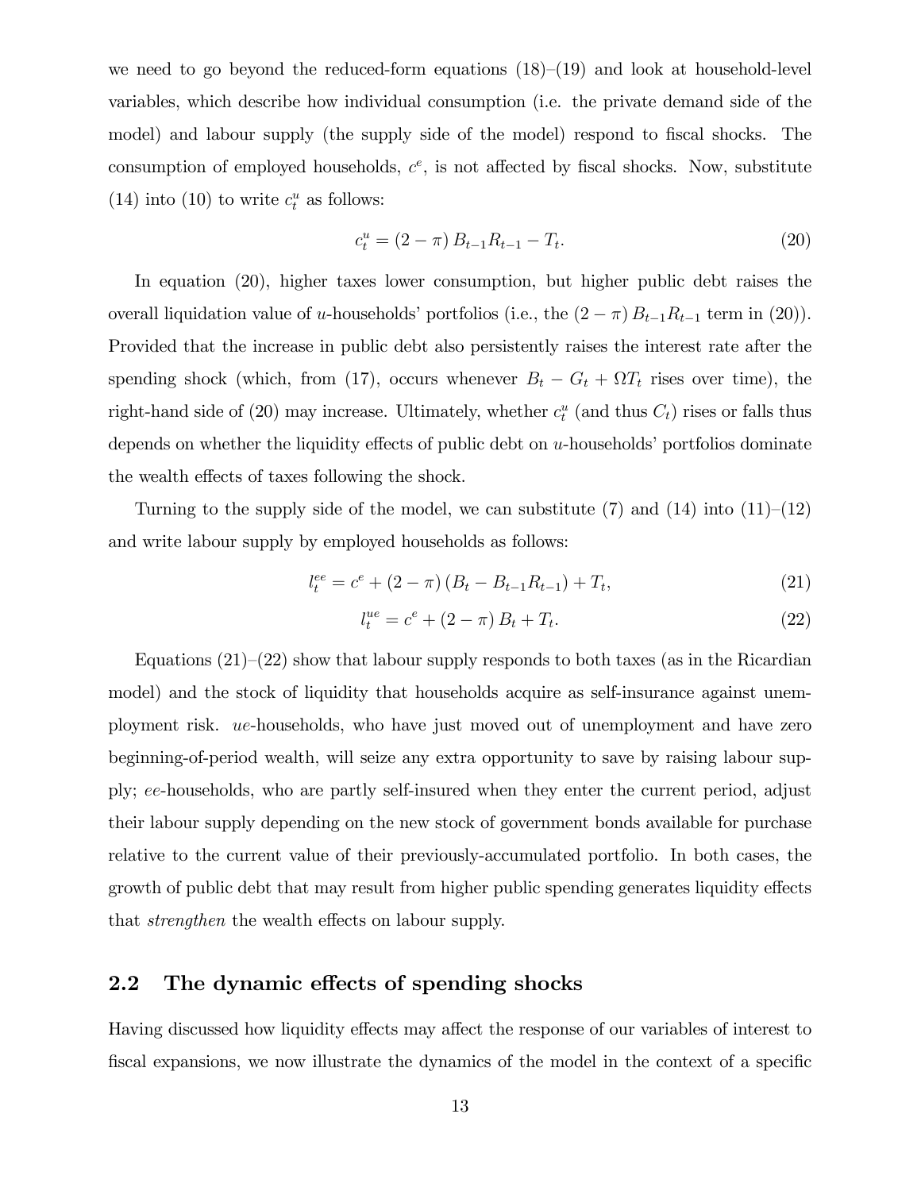we need to go beyond the reduced-form equations (18)–(19) and look at household-level variables, which describe how individual consumption (i.e. the private demand side of the model) and labour supply (the supply side of the model) respond to fiscal shocks. The consumption of employed households, $c^e$, is not affected by fiscal shocks. Now, substitute (14) into (10) to write $c_t^u$ as follows:

$$c_t^u = (2 - \pi) B_{t-1} R_{t-1} - T_t. \tag{20}$$

In equation (20), higher taxes lower consumption, but higher public debt raises the overall liquidation value of $u$-households' portfolios (i.e., the $(2 - \pi) B_{t-1} R_{t-1}$ term in (20)). Provided that the increase in public debt also persistently raises the interest rate after the spending shock (which, from (17), occurs whenever $B_t - G_t + \Omega T_t$ rises over time), the right-hand side of (20) may increase. Ultimately, whether $c_t^u$ (and thus $C_t$) rises or falls thus depends on whether the liquidity effects of public debt on $u$-households' portfolios dominate the wealth effects of taxes following the shock.

Turning to the supply side of the model, we can substitute (7) and (14) into (11)–(12) and write labour supply by employed households as follows:

$$l_t^{ee} = c^e + (2 - \pi) (B_t - B_{t-1} R_{t-1}) + T_t, \tag{21}$$

$$l_t^{ue} = c^e + (2 - \pi) B_t + T_t. \tag{22}$$

Equations (21)–(22) show that labour supply responds to both taxes (as in the Ricardian model) and the stock of liquidity that households acquire as self-insurance against unemployment risk. $ue$-households, who have just moved out of unemployment and have zero beginning-of-period wealth, will seize any extra opportunity to save by raising labour supply; $ee$-households, who are partly self-insured when they enter the current period, adjust their labour supply depending on the new stock of government bonds available for purchase relative to the current value of their previously-accumulated portfolio. In both cases, the growth of public debt that may result from higher public spending generates liquidity effects that *strengthen* the wealth effects on labour supply.

## 2.2 The dynamic effects of spending shocks

Having discussed how liquidity effects may affect the response of our variables of interest to fiscal expansions, we now illustrate the dynamics of the model in the context of a specific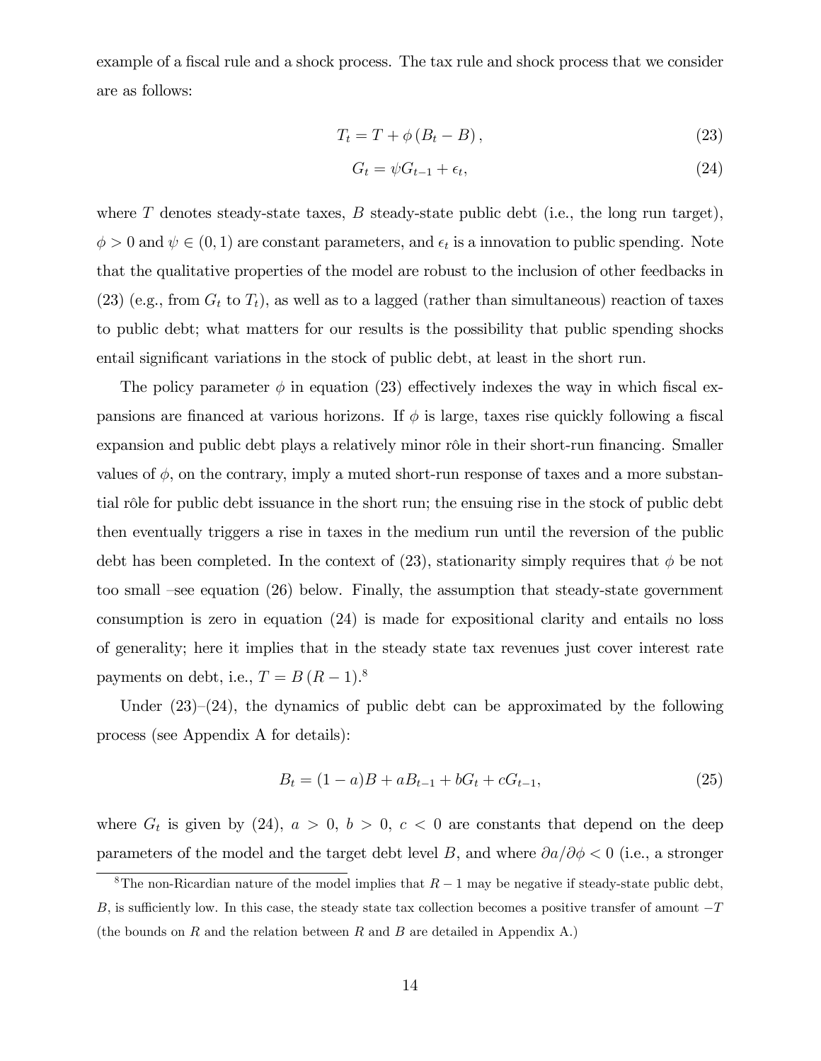example of a fiscal rule and a shock process. The tax rule and shock process that we consider are as follows:

$$T_t = T + \phi \left( B_t - B \right), \tag{23}$$

$$G_t = \psi G_{t-1} + \epsilon_t, \tag{24}$$

where $T$ denotes steady-state taxes, $B$ steady-state public debt (i.e., the long run target), $\phi > 0$ and $\psi \in (0, 1)$ are constant parameters, and $\epsilon_t$ is a innovation to public spending. Note that the qualitative properties of the model are robust to the inclusion of other feedbacks in (23) (e.g., from $G_t$ to $T_t$), as well as to a lagged (rather than simultaneous) reaction of taxes to public debt; what matters for our results is the possibility that public spending shocks entail significant variations in the stock of public debt, at least in the short run.

The policy parameter $\phi$ in equation (23) effectively indexes the way in which fiscal expansions are financed at various horizons. If $\phi$ is large, taxes rise quickly following a fiscal expansion and public debt plays a relatively minor rôle in their short-run financing. Smaller values of $\phi$, on the contrary, imply a muted short-run response of taxes and a more substantial rôle for public debt issuance in the short run; the ensuing rise in the stock of public debt then eventually triggers a rise in taxes in the medium run until the reversion of the public debt has been completed. In the context of (23), stationarity simply requires that $\phi$ be not too small –see equation (26) below. Finally, the assumption that steady-state government consumption is zero in equation (24) is made for expositional clarity and entails no loss of generality; here it implies that in the steady state tax revenues just cover interest rate payments on debt, i.e., $T = B\,(R - 1)$.[8]

Under (23)–(24), the dynamics of public debt can be approximated by the following process (see Appendix A for details):

$$B_t = (1 - a)B + aB_{t-1} + bG_t + cG_{t-1}, \tag{25}$$

where $G_t$ is given by (24), $a > 0$, $b > 0$, $c < 0$ are constants that depend on the deep parameters of the model and the target debt level $B$, and where $\partial a / \partial \phi < 0$ (i.e., a stronger

[8] The non-Ricardian nature of the model implies that $R - 1$ may be negative if steady-state public debt, $B$, is sufficiently low. In this case, the steady state tax collection becomes a positive transfer of amount $-T$ (the bounds on $R$ and the relation between $R$ and $B$ are detailed in Appendix A.)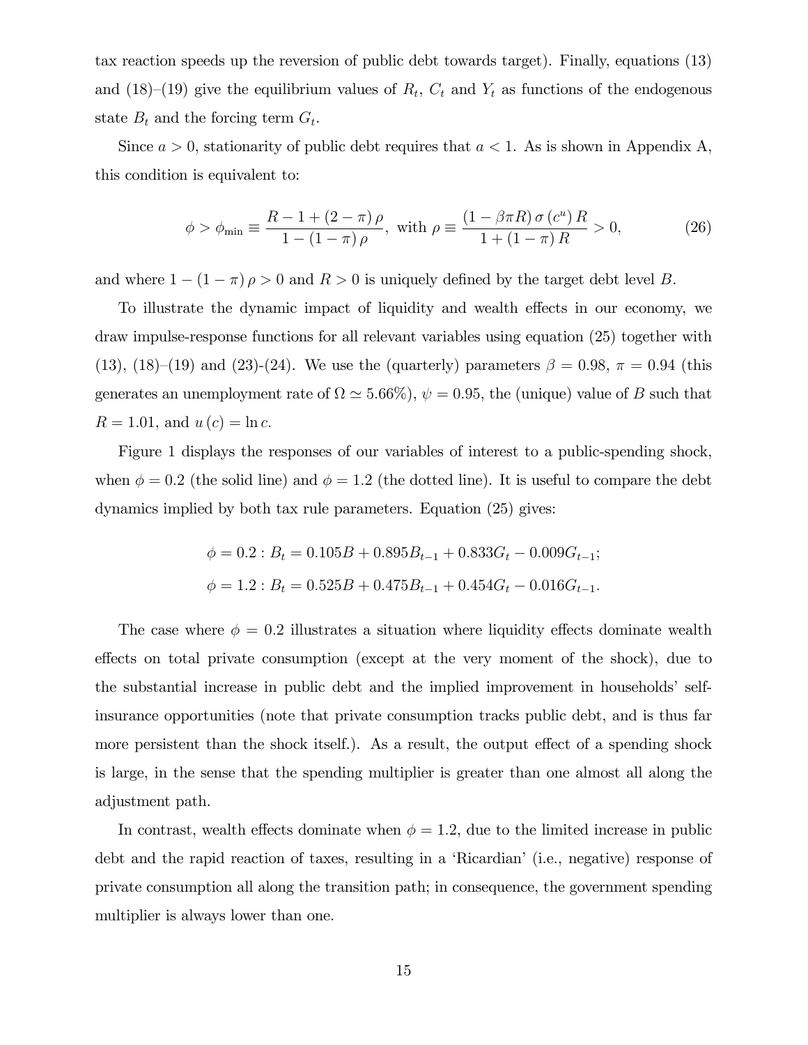tax reaction speeds up the reversion of public debt towards target). Finally, equations (13) and (18)–(19) give the equilibrium values of $R_t$, $C_t$ and $Y_t$ as functions of the endogenous state $B_t$ and the forcing term $G_t$.

Since $a > 0$, stationarity of public debt requires that $a < 1$. As is shown in Appendix A, this condition is equivalent to:

$$\phi > \phi_{\min} \equiv \frac{R - 1 + (2 - \pi)\,\rho}{1 - (1 - \pi)\,\rho}, \text{ with } \rho \equiv \frac{(1 - \beta\pi R)\,\sigma\,(c^u)\,R}{1 + (1 - \pi)\,R} > 0, \tag{26}$$

and where $1 - (1 - \pi)\,\rho > 0$ and $R > 0$ is uniquely defined by the target debt level $B$.

To illustrate the dynamic impact of liquidity and wealth effects in our economy, we draw impulse-response functions for all relevant variables using equation (25) together with (13), (18)–(19) and (23)-(24). We use the (quarterly) parameters $\beta = 0.98$, $\pi = 0.94$ (this generates an unemployment rate of $\Omega \simeq 5.66\%$), $\psi = 0.95$, the (unique) value of $B$ such that $R = 1.01$, and $u(c) = \ln c$.

Figure 1 displays the responses of our variables of interest to a public-spending shock, when $\phi = 0.2$ (the solid line) and $\phi = 1.2$ (the dotted line). It is useful to compare the debt dynamics implied by both tax rule parameters. Equation (25) gives:

$$\phi = 0.2 : B_t = 0.105B + 0.895B_{t-1} + 0.833G_t - 0.009G_{t-1};$$

$$\phi = 1.2 : B_t = 0.525B + 0.475B_{t-1} + 0.454G_t - 0.016G_{t-1}.$$

The case where $\phi = 0.2$ illustrates a situation where liquidity effects dominate wealth effects on total private consumption (except at the very moment of the shock), due to the substantial increase in public debt and the implied improvement in households' self-insurance opportunities (note that private consumption tracks public debt, and is thus far more persistent than the shock itself.). As a result, the output effect of a spending shock is large, in the sense that the spending multiplier is greater than one almost all along the adjustment path.

In contrast, wealth effects dominate when $\phi = 1.2$, due to the limited increase in public debt and the rapid reaction of taxes, resulting in a 'Ricardian' (i.e., negative) response of private consumption all along the transition path; in consequence, the government spending multiplier is always lower than one.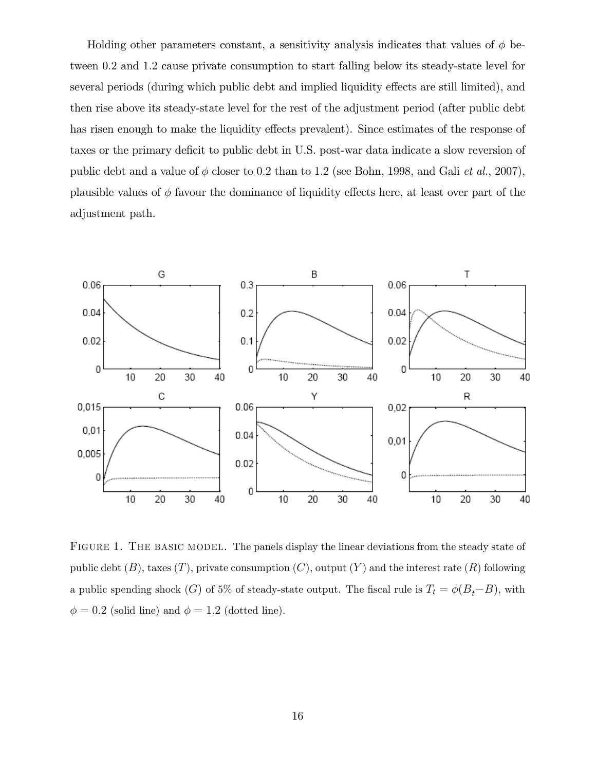Holding other parameters constant, a sensitivity analysis indicates that values of $\phi$ between 0.2 and 1.2 cause private consumption to start falling below its steady-state level for several periods (during which public debt and implied liquidity effects are still limited), and then rise above its steady-state level for the rest of the adjustment period (after public debt has risen enough to make the liquidity effects prevalent). Since estimates of the response of taxes or the primary deficit to public debt in U.S. post-war data indicate a slow reversion of public debt and a value of $\phi$ closer to 0.2 than to 1.2 (see Bohn, 1998, and Gali *et al.*, 2007), plausible values of $\phi$ favour the dominance of liquidity effects here, at least over part of the adjustment path.

FIGURE 1. THE BASIC MODEL. The panels display the linear deviations from the steady state of public debt ($B$), taxes ($T$), private consumption ($C$), output ($Y$) and the interest rate ($R$) following a public spending shock ($G$) of 5% of steady-state output. The fiscal rule is $T_t = \phi(B_t - B)$, with $\phi = 0.2$ (solid line) and $\phi = 1.2$ (dotted line).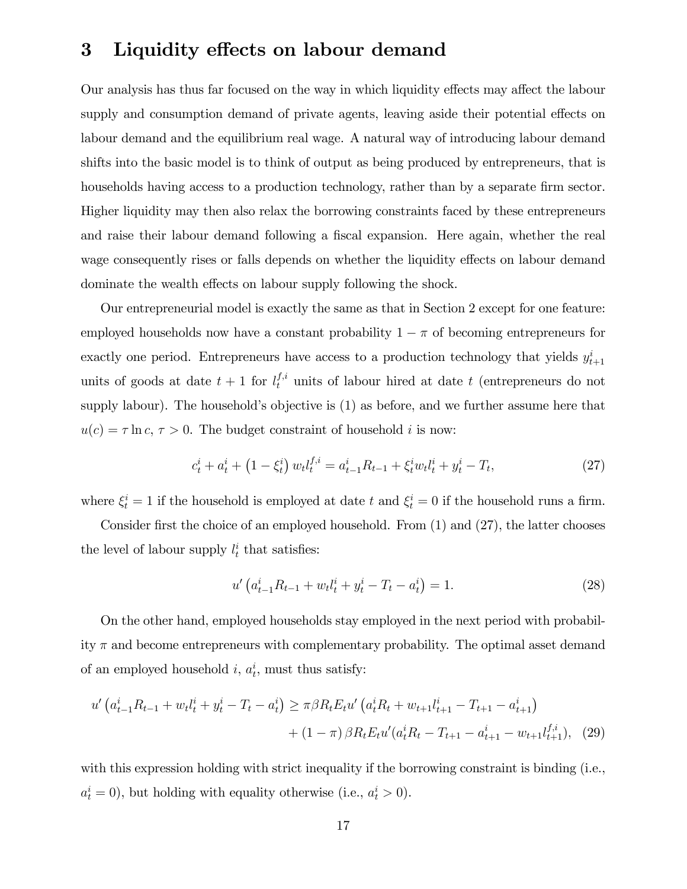# 3 Liquidity effects on labour demand

Our analysis has thus far focused on the way in which liquidity effects may affect the labour supply and consumption demand of private agents, leaving aside their potential effects on labour demand and the equilibrium real wage. A natural way of introducing labour demand shifts into the basic model is to think of output as being produced by entrepreneurs, that is households having access to a production technology, rather than by a separate firm sector. Higher liquidity may then also relax the borrowing constraints faced by these entrepreneurs and raise their labour demand following a fiscal expansion. Here again, whether the real wage consequently rises or falls depends on whether the liquidity effects on labour demand dominate the wealth effects on labour supply following the shock.

Our entrepreneurial model is exactly the same as that in Section 2 except for one feature: employed households now have a constant probability $1-\pi$ of becoming entrepreneurs for exactly one period. Entrepreneurs have access to a production technology that yields $y_{t+1}^{i}$ units of goods at date $t+1$ for $l_t^{f,i}$ units of labour hired at date $t$ (entrepreneurs do not supply labour). The household's objective is (1) as before, and we further assume here that $u(c) = \tau \ln c$, $\tau > 0$. The budget constraint of household $i$ is now:

$$c_t^i + a_t^i + \left(1-\xi_t^i\right) w_t l_t^{f,i} = a_{t-1}^i R_{t-1} + \xi_t^i w_t l_t^i + y_t^i - T_t, \tag{27}$$

where $\xi_t^i = 1$ if the household is employed at date $t$ and $\xi_t^i = 0$ if the household runs a firm.

Consider first the choice of an employed household. From (1) and (27), the latter chooses the level of labour supply $l_t^i$ that satisfies:

$$u'\left(a_{t-1}^i R_{t-1} + w_t l_t^i + y_t^i - T_t - a_t^i\right) = 1. \tag{28}$$

On the other hand, employed households stay employed in the next period with probability $\pi$ and become entrepreneurs with complementary probability. The optimal asset demand of an employed household $i$, $a_t^i$, must thus satisfy:

$$\begin{aligned} u'\left(a_{t-1}^i R_{t-1} + w_t l_t^i + y_t^i - T_t - a_t^i\right) &\geq \pi \beta R_t E_t u'\left(a_t^i R_t + w_{t+1} l_{t+1}^i - T_{t+1} - a_{t+1}^i\right) \\ &+ \left(1-\pi\right) \beta R_t E_t u'(a_t^i R_t - T_{t+1} - a_{t+1}^i - w_{t+1} l_{t+1}^{f,i}), \end{aligned} \tag{29}$$

with this expression holding with strict inequality if the borrowing constraint is binding (i.e., $a_t^i = 0$), but holding with equality otherwise (i.e., $a_t^i > 0$).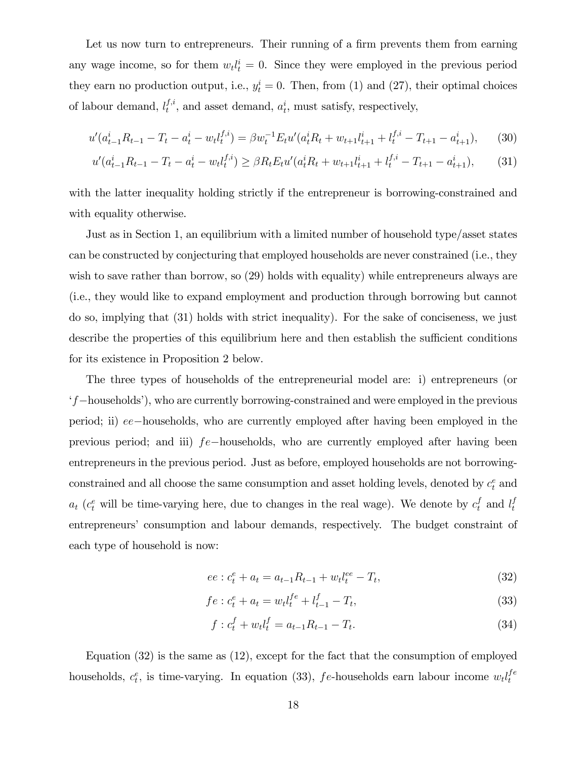Let us now turn to entrepreneurs. Their running of a firm prevents them from earning any wage income, so for them $w_t l_t^i = 0$. Since they were employed in the previous period they earn no production output, i.e., $y_t^i = 0$. Then, from (1) and (27), their optimal choices of labour demand, $l_t^{f,i}$, and asset demand, $a_t^i$, must satisfy, respectively,

$$u'(a_{t-1}^i R_{t-1} - T_t - a_t^i - w_t l_t^{f,i}) = \beta w_t^{-1} E_t u'(a_t^i R_t + w_{t+1} l_{t+1}^i + l_t^{f,i} - T_{t+1} - a_{t+1}^i), \tag{30}$$

$$u'(a_{t-1}^i R_{t-1} - T_t - a_t^i - w_t l_t^{f,i}) \geq \beta R_t E_t u'(a_t^i R_t + w_{t+1} l_{t+1}^i + l_t^{f,i} - T_{t+1} - a_{t+1}^i), \tag{31}$$

with the latter inequality holding strictly if the entrepreneur is borrowing-constrained and with equality otherwise.

Just as in Section 1, an equilibrium with a limited number of household type/asset states can be constructed by conjecturing that employed households are never constrained (i.e., they wish to save rather than borrow, so (29) holds with equality) while entrepreneurs always are (i.e., they would like to expand employment and production through borrowing but cannot do so, implying that (31) holds with strict inequality). For the sake of conciseness, we just describe the properties of this equilibrium here and then establish the sufficient conditions for its existence in Proposition 2 below.

The three types of households of the entrepreneurial model are: i) entrepreneurs (or '$f-$households'), who are currently borrowing-constrained and were employed in the previous period; ii) $ee-$households, who are currently employed after having been employed in the previous period; and iii) $fe-$households, who are currently employed after having been entrepreneurs in the previous period. Just as before, employed households are not borrowing-constrained and all choose the same consumption and asset holding levels, denoted by $c_t^e$ and $a_t$ ($c_t^e$ will be time-varying here, due to changes in the real wage). We denote by $c_t^f$ and $l_t^f$ entrepreneurs' consumption and labour demands, respectively. The budget constraint of each type of household is now:

$$ee : c_t^e + a_t = a_{t-1} R_{t-1} + w_t l_t^{ee} - T_t, \tag{32}$$

$$fe : c_t^e + a_t = w_t l_t^{fe} + l_{t-1}^f - T_t, \tag{33}$$

$$f : c_t^f + w_t l_t^f = a_{t-1} R_{t-1} - T_t. \tag{34}$$

Equation (32) is the same as (12), except for the fact that the consumption of employed households, $c_t^e$, is time-varying. In equation (33), $fe$-households earn labour income $w_t l_t^{fe}$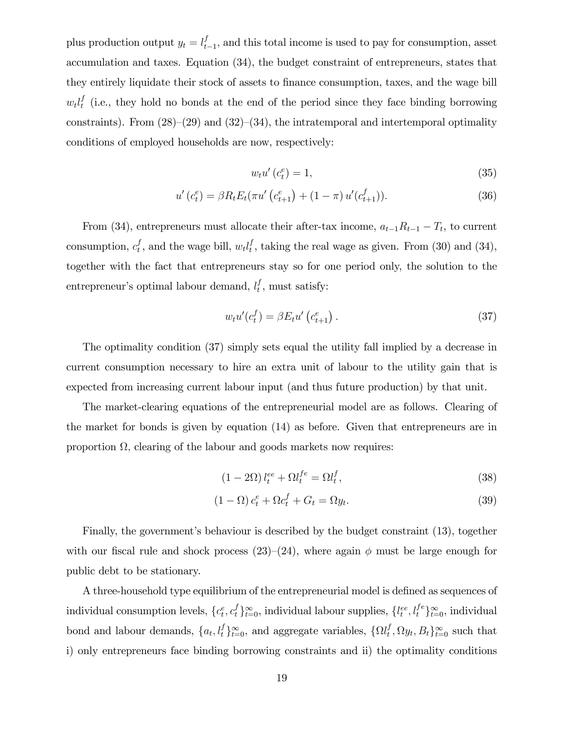plus production output $y_t = l_{t-1}^f$, and this total income is used to pay for consumption, asset accumulation and taxes. Equation (34), the budget constraint of entrepreneurs, states that they entirely liquidate their stock of assets to finance consumption, taxes, and the wage bill $w_t l_t^f$ (i.e., they hold no bonds at the end of the period since they face binding borrowing constraints). From (28)–(29) and (32)–(34), the intratemporal and intertemporal optimality conditions of employed households are now, respectively:

$$w_t u'(c_t^e) = 1, \tag{35}$$

$$u'(c_t^e) = \beta R_t E_t(\pi u'(c_{t+1}^e) + (1-\pi) u'(c_{t+1}^f)). \tag{36}$$

From (34), entrepreneurs must allocate their after-tax income, $a_{t-1}R_{t-1} - T_t$, to current consumption, $c_t^f$, and the wage bill, $w_t l_t^f$, taking the real wage as given. From (30) and (34), together with the fact that entrepreneurs stay so for one period only, the solution to the entrepreneur's optimal labour demand, $l_t^f$, must satisfy:

$$w_t u'(c_t^f) = \beta E_t u'(c_{t+1}^e). \tag{37}$$

The optimality condition (37) simply sets equal the utility fall implied by a decrease in current consumption necessary to hire an extra unit of labour to the utility gain that is expected from increasing current labour input (and thus future production) by that unit.

The market-clearing equations of the entrepreneurial model are as follows. Clearing of the market for bonds is given by equation (14) as before. Given that entrepreneurs are in proportion $\Omega$, clearing of the labour and goods markets now requires:

$$(1-2\Omega) l_t^{ee} + \Omega l_t^{fe} = \Omega l_t^f, \tag{38}$$

$$(1-\Omega) c_t^e + \Omega c_t^f + G_t = \Omega y_t. \tag{39}$$

Finally, the government's behaviour is described by the budget constraint (13), together with our fiscal rule and shock process (23)–(24), where again $\phi$ must be large enough for public debt to be stationary.

A three-household type equilibrium of the entrepreneurial model is defined as sequences of individual consumption levels, $\{c_t^e, c_t^f\}_{t=0}^{\infty}$, individual labour supplies, $\{l_t^{ee}, l_t^{fe}\}_{t=0}^{\infty}$, individual bond and labour demands, $\{a_t, l_t^f\}_{t=0}^{\infty}$, and aggregate variables, $\{\Omega l_t^f, \Omega y_t, B_t\}_{t=0}^{\infty}$ such that i) only entrepreneurs face binding borrowing constraints and ii) the optimality conditions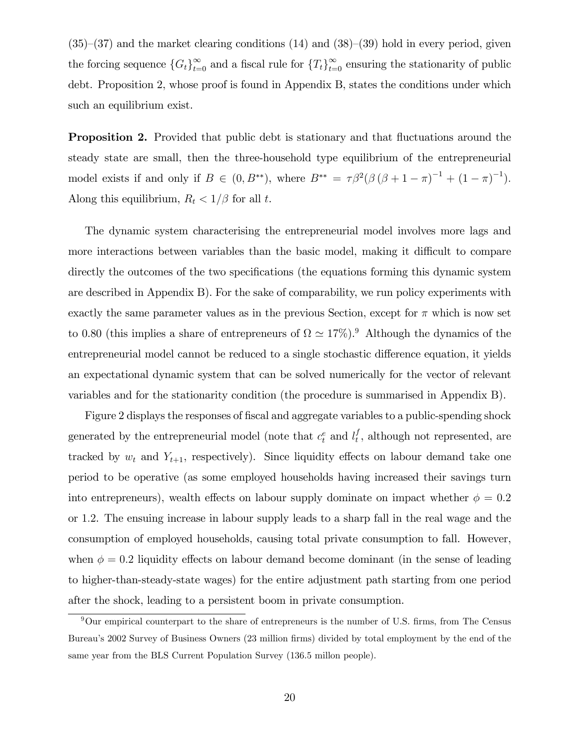(35)–(37) and the market clearing conditions (14) and (38)–(39) hold in every period, given the forcing sequence $\{G_t\}_{t=0}^{\infty}$ and a fiscal rule for $\{T_t\}_{t=0}^{\infty}$ ensuring the stationarity of public debt. Proposition 2, whose proof is found in Appendix B, states the conditions under which such an equilibrium exist.

**Proposition 2.** Provided that public debt is stationary and that fluctuations around the steady state are small, then the three-household type equilibrium of the entrepreneurial model exists if and only if $B \in (0, B^{**})$, where $B^{**} = \tau\beta^2(\beta(\beta + 1 - \pi)^{-1} + (1 - \pi)^{-1})$. Along this equilibrium, $R_t < 1/\beta$ for all $t$.

The dynamic system characterising the entrepreneurial model involves more lags and more interactions between variables than the basic model, making it difficult to compare directly the outcomes of the two specifications (the equations forming this dynamic system are described in Appendix B). For the sake of comparability, we run policy experiments with exactly the same parameter values as in the previous Section, except for $\pi$ which is now set to 0.80 (this implies a share of entrepreneurs of $\Omega \simeq 17\%$).[9] Although the dynamics of the entrepreneurial model cannot be reduced to a single stochastic difference equation, it yields an expectational dynamic system that can be solved numerically for the vector of relevant variables and for the stationarity condition (the procedure is summarised in Appendix B).

Figure 2 displays the responses of fiscal and aggregate variables to a public-spending shock generated by the entrepreneurial model (note that $c_t^e$ and $l_t^f$, although not represented, are tracked by $w_t$ and $Y_{t+1}$, respectively). Since liquidity effects on labour demand take one period to be operative (as some employed households having increased their savings turn into entrepreneurs), wealth effects on labour supply dominate on impact whether $\phi = 0.2$ or 1.2. The ensuing increase in labour supply leads to a sharp fall in the real wage and the consumption of employed households, causing total private consumption to fall. However, when $\phi = 0.2$ liquidity effects on labour demand become dominant (in the sense of leading to higher-than-steady-state wages) for the entire adjustment path starting from one period after the shock, leading to a persistent boom in private consumption.

[9] Our empirical counterpart to the share of entrepreneurs is the number of U.S. firms, from The Census Bureau's 2002 Survey of Business Owners (23 million firms) divided by total employment by the end of the same year from the BLS Current Population Survey (136.5 millon people).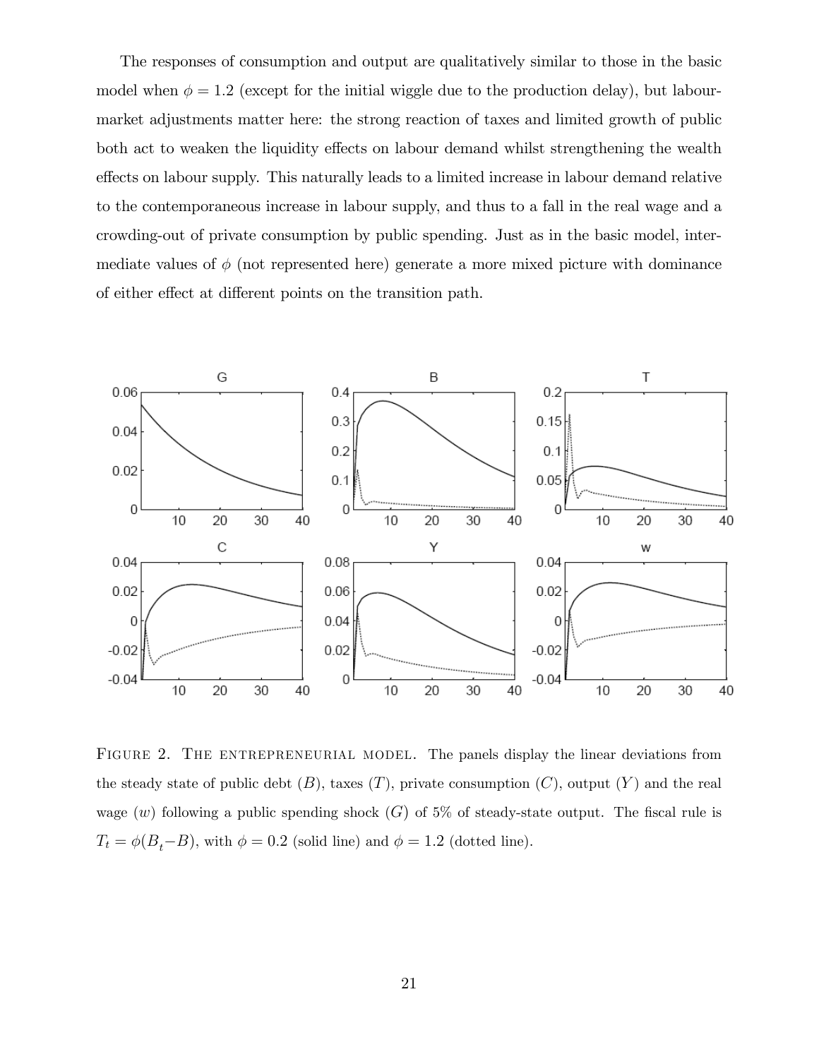The responses of consumption and output are qualitatively similar to those in the basic model when $\phi = 1.2$ (except for the initial wiggle due to the production delay), but labour-market adjustments matter here: the strong reaction of taxes and limited growth of public both act to weaken the liquidity effects on labour demand whilst strengthening the wealth effects on labour supply. This naturally leads to a limited increase in labour demand relative to the contemporaneous increase in labour supply, and thus to a fall in the real wage and a crowding-out of private consumption by public spending. Just as in the basic model, intermediate values of $\phi$ (not represented here) generate a more mixed picture with dominance of either effect at different points on the transition path.

FIGURE 2. THE ENTREPRENEURIAL MODEL. The panels display the linear deviations from the steady state of public debt ($B$), taxes ($T$), private consumption ($C$), output ($Y$) and the real wage ($w$) following a public spending shock ($G$) of 5% of steady-state output. The fiscal rule is $T_t = \phi(B_t - B)$, with $\phi = 0.2$ (solid line) and $\phi = 1.2$ (dotted line).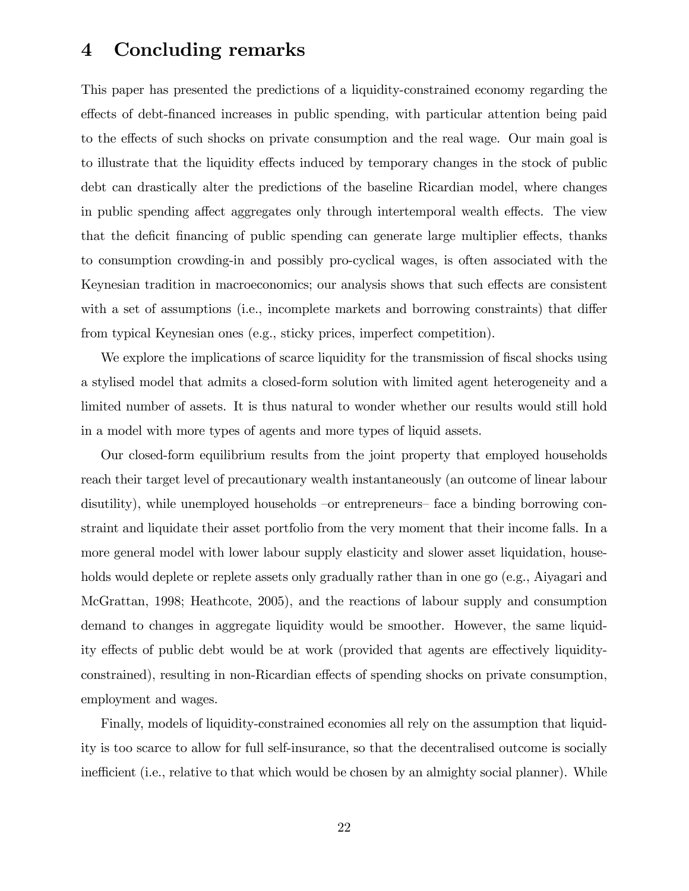# 4 Concluding remarks

This paper has presented the predictions of a liquidity-constrained economy regarding the effects of debt-financed increases in public spending, with particular attention being paid to the effects of such shocks on private consumption and the real wage. Our main goal is to illustrate that the liquidity effects induced by temporary changes in the stock of public debt can drastically alter the predictions of the baseline Ricardian model, where changes in public spending affect aggregates only through intertemporal wealth effects. The view that the deficit financing of public spending can generate large multiplier effects, thanks to consumption crowding-in and possibly pro-cyclical wages, is often associated with the Keynesian tradition in macroeconomics; our analysis shows that such effects are consistent with a set of assumptions (i.e., incomplete markets and borrowing constraints) that differ from typical Keynesian ones (e.g., sticky prices, imperfect competition).

We explore the implications of scarce liquidity for the transmission of fiscal shocks using a stylised model that admits a closed-form solution with limited agent heterogeneity and a limited number of assets. It is thus natural to wonder whether our results would still hold in a model with more types of agents and more types of liquid assets.

Our closed-form equilibrium results from the joint property that employed households reach their target level of precautionary wealth instantaneously (an outcome of linear labour disutility), while unemployed households –or entrepreneurs– face a binding borrowing constraint and liquidate their asset portfolio from the very moment that their income falls. In a more general model with lower labour supply elasticity and slower asset liquidation, households would deplete or replete assets only gradually rather than in one go (e.g., Aiyagari and McGrattan, 1998; Heathcote, 2005), and the reactions of labour supply and consumption demand to changes in aggregate liquidity would be smoother. However, the same liquidity effects of public debt would be at work (provided that agents are effectively liquidity-constrained), resulting in non-Ricardian effects of spending shocks on private consumption, employment and wages.

Finally, models of liquidity-constrained economies all rely on the assumption that liquidity is too scarce to allow for full self-insurance, so that the decentralised outcome is socially inefficient (i.e., relative to that which would be chosen by an almighty social planner). While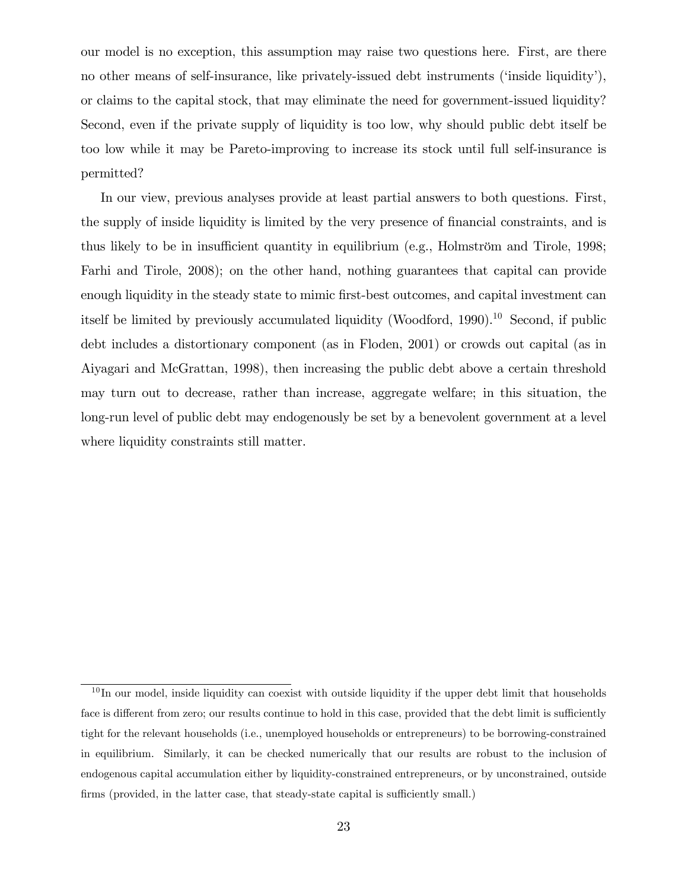our model is no exception, this assumption may raise two questions here. First, are there no other means of self-insurance, like privately-issued debt instruments ('inside liquidity'), or claims to the capital stock, that may eliminate the need for government-issued liquidity? Second, even if the private supply of liquidity is too low, why should public debt itself be too low while it may be Pareto-improving to increase its stock until full self-insurance is permitted?

In our view, previous analyses provide at least partial answers to both questions. First, the supply of inside liquidity is limited by the very presence of financial constraints, and is thus likely to be in insufficient quantity in equilibrium (e.g., Holmström and Tirole, 1998; Farhi and Tirole, 2008); on the other hand, nothing guarantees that capital can provide enough liquidity in the steady state to mimic first-best outcomes, and capital investment can itself be limited by previously accumulated liquidity (Woodford, 1990).[10] Second, if public debt includes a distortionary component (as in Floden, 2001) or crowds out capital (as in Aiyagari and McGrattan, 1998), then increasing the public debt above a certain threshold may turn out to decrease, rather than increase, aggregate welfare; in this situation, the long-run level of public debt may endogenously be set by a benevolent government at a level where liquidity constraints still matter.

[10] In our model, inside liquidity can coexist with outside liquidity if the upper debt limit that households face is different from zero; our results continue to hold in this case, provided that the debt limit is sufficiently tight for the relevant households (i.e., unemployed households or entrepreneurs) to be borrowing-constrained in equilibrium. Similarly, it can be checked numerically that our results are robust to the inclusion of endogenous capital accumulation either by liquidity-constrained entrepreneurs, or by unconstrained, outside firms (provided, in the latter case, that steady-state capital is sufficiently small.)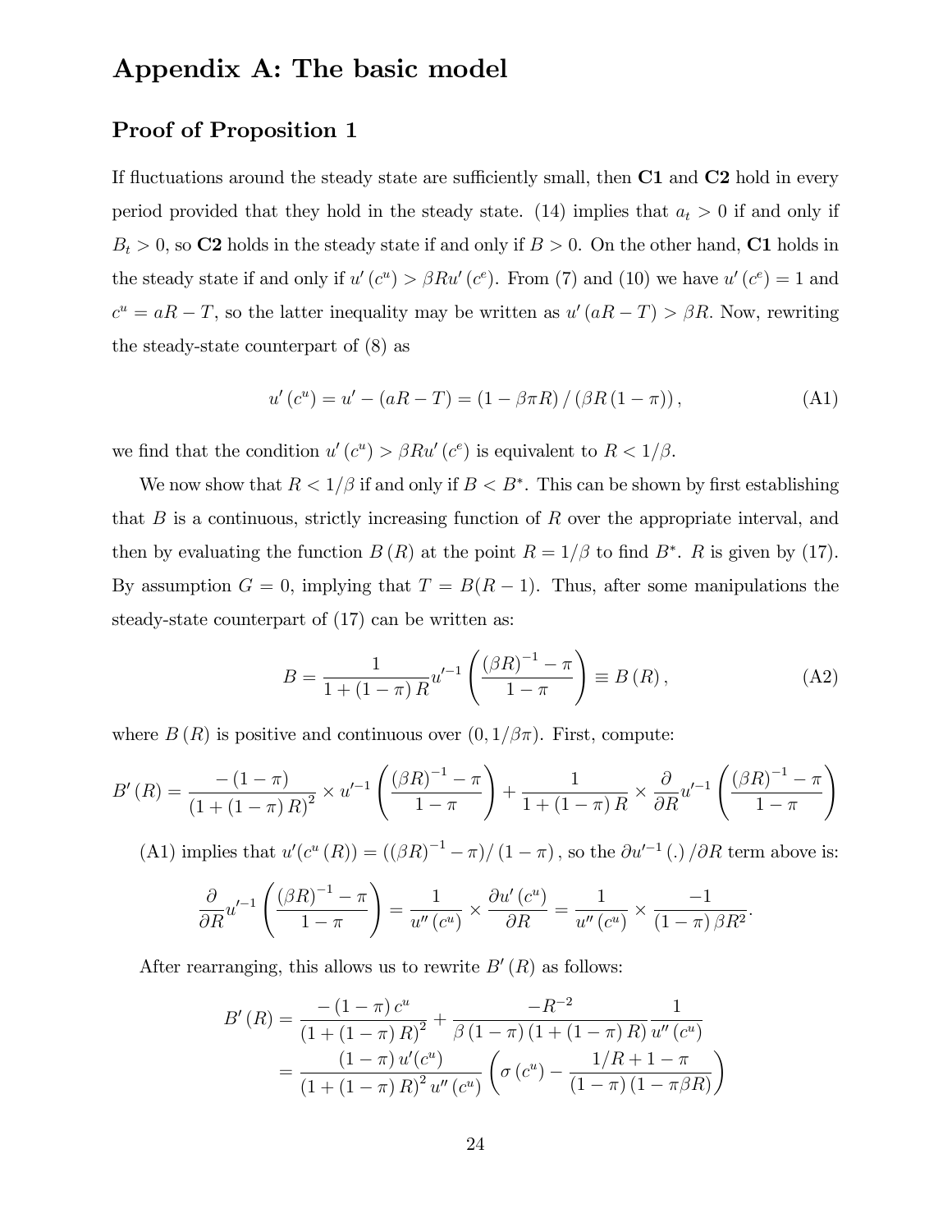# Appendix A: The basic model

## Proof of Proposition 1

If fluctuations around the steady state are sufficiently small, then **C1** and **C2** hold in every period provided that they hold in the steady state. (14) implies that $a_t > 0$ if and only if $B_t > 0$, so **C2** holds in the steady state if and only if $B > 0$. On the other hand, **C1** holds in the steady state if and only if $u'(c^u) > \beta R u'(c^e)$. From (7) and (10) we have $u'(c^e) = 1$ and $c^u = aR - T$, so the latter inequality may be written as $u'(aR - T) > \beta R$. Now, rewriting the steady-state counterpart of (8) as

$$u'(c^u) = u' - (aR - T) = (1 - \beta\pi R) / (\beta R (1 - \pi)), \tag{A1}$$

we find that the condition $u'(c^u) > \beta R u'(c^e)$ is equivalent to $R < 1/\beta$.

We now show that $R < 1/\beta$ if and only if $B < B^*$. This can be shown by first establishing that $B$ is a continuous, strictly increasing function of $R$ over the appropriate interval, and then by evaluating the function $B(R)$ at the point $R = 1/\beta$ to find $B^*$. $R$ is given by (17). By assumption $G = 0$, implying that $T = B(R - 1)$. Thus, after some manipulations the steady-state counterpart of (17) can be written as:

$$B = \frac{1}{1 + (1 - \pi) R} u'^{-1}\left(\frac{(\beta R)^{-1} - \pi}{1 - \pi}\right) \equiv B(R), \tag{A2}$$

where $B(R)$ is positive and continuous over $(0, 1/\beta\pi)$. First, compute:

$$B'(R) = \frac{-(1 - \pi)}{(1 + (1 - \pi) R)^2} \times u'^{-1}\left(\frac{(\beta R)^{-1} - \pi}{1 - \pi}\right) + \frac{1}{1 + (1 - \pi) R} \times \frac{\partial}{\partial R} u'^{-1}\left(\frac{(\beta R)^{-1} - \pi}{1 - \pi}\right)$$

(A1) implies that $u'(c^u(R)) = ((\beta R)^{-1} - \pi) / (1 - \pi)$, so the $\partial u'^{-1}(.) / \partial R$ term above is:

$$\frac{\partial}{\partial R} u'^{-1}\left(\frac{(\beta R)^{-1} - \pi}{1 - \pi}\right) = \frac{1}{u''(c^u)} \times \frac{\partial u'(c^u)}{\partial R} = \frac{1}{u''(c^u)} \times \frac{-1}{(1 - \pi)\beta R^2}.$$

After rearranging, this allows us to rewrite $B'(R)$ as follows:

$$\begin{aligned} B'(R) &= \frac{-(1 - \pi) c^u}{(1 + (1 - \pi) R)^2} + \frac{-R^{-2}}{\beta (1 - \pi)(1 + (1 - \pi) R)} \frac{1}{u''(c^u)} \\ &= \frac{(1 - \pi) u'(c^u)}{(1 + (1 - \pi) R)^2 u''(c^u)} \left(\sigma(c^u) - \frac{1/R + 1 - \pi}{(1 - \pi)(1 - \pi\beta R)}\right) \end{aligned}$$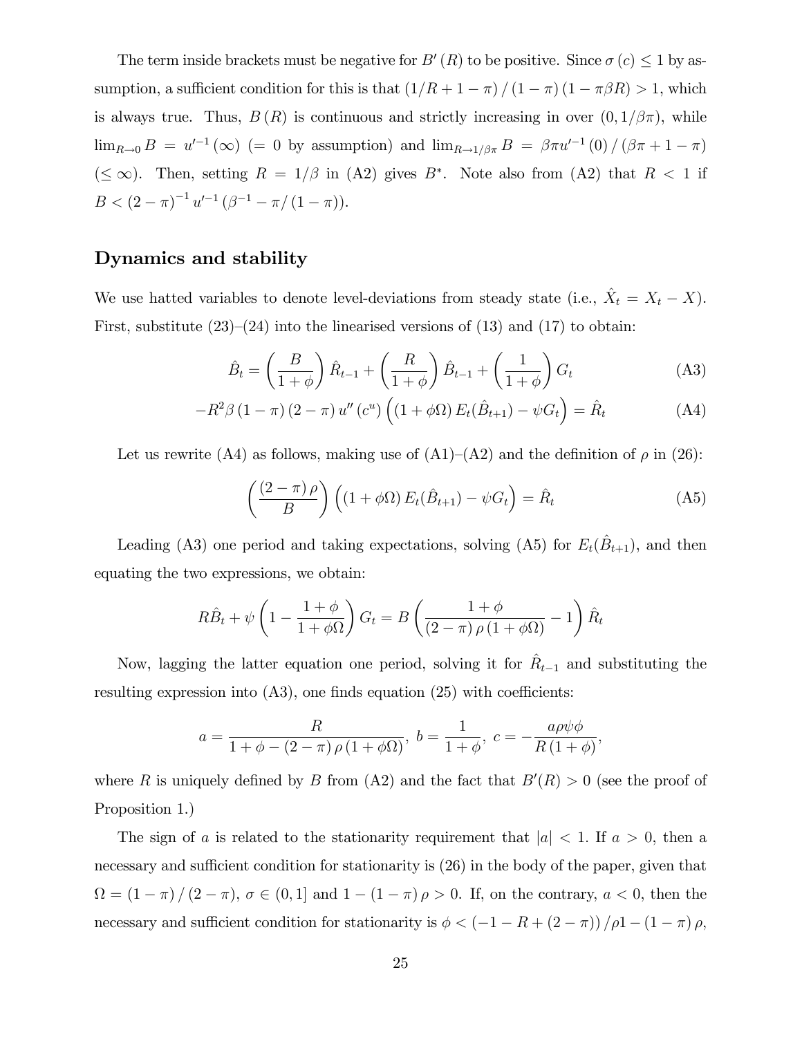The term inside brackets must be negative for $B'(R)$ to be positive. Since $\sigma(c) \leq 1$ by assumption, a sufficient condition for this is that $(1/R + 1 - \pi)/(1-\pi)(1-\pi\beta R) > 1$, which is always true. Thus, $B(R)$ is continuous and strictly increasing in over $(0, 1/\beta\pi)$, while $\lim_{R\to 0} B = u'^{-1}(\infty)$ $(= 0$ by assumption) and $\lim_{R\to 1/\beta\pi} B = \beta\pi u'^{-1}(0)/(\beta\pi + 1 - \pi)$ $(\leq \infty)$. Then, setting $R = 1/\beta$ in (A2) gives $B^*$. Note also from (A2) that $R < 1$ if $B < (2-\pi)^{-1} u'^{-1}(\beta^{-1} - \pi/(1-\pi))$.

## Dynamics and stability

We use hatted variables to denote level-deviations from steady state (i.e., $\hat{X}_t = X_t - X$). First, substitute (23)–(24) into the linearised versions of (13) and (17) to obtain:

$$\hat{B}_t = \left(\frac{B}{1+\phi}\right)\hat{R}_{t-1} + \left(\frac{R}{1+\phi}\right)\hat{B}_{t-1} + \left(\frac{1}{1+\phi}\right)G_t \tag{A3}$$

$$-R^2\beta(1-\pi)(2-\pi)u''(c^u)\left((1+\phi\Omega)E_t(\hat{B}_{t+1}) - \psi G_t\right) = \hat{R}_t \tag{A4}$$

Let us rewrite (A4) as follows, making use of (A1)–(A2) and the definition of $\rho$ in (26):

$$\left(\frac{(2-\pi)\rho}{B}\right)\left((1+\phi\Omega)E_t(\hat{B}_{t+1}) - \psi G_t\right) = \hat{R}_t \tag{A5}$$

Leading (A3) one period and taking expectations, solving (A5) for $E_t(\hat{B}_{t+1})$, and then equating the two expressions, we obtain:

$$R\hat{B}_t + \psi\left(1 - \frac{1+\phi}{1+\phi\Omega}\right)G_t = B\left(\frac{1+\phi}{(2-\pi)\rho(1+\phi\Omega)} - 1\right)\hat{R}_t$$

Now, lagging the latter equation one period, solving it for $\hat{R}_{t-1}$ and substituting the resulting expression into (A3), one finds equation (25) with coefficients:

$$a = \frac{R}{1+\phi-(2-\pi)\rho(1+\phi\Omega)},\ b = \frac{1}{1+\phi},\ c = -\frac{a\rho\psi\phi}{R(1+\phi)},$$

where $R$ is uniquely defined by $B$ from (A2) and the fact that $B'(R) > 0$ (see the proof of Proposition 1.)

The sign of $a$ is related to the stationarity requirement that $|a| < 1$. If $a > 0$, then a necessary and sufficient condition for stationarity is (26) in the body of the paper, given that $\Omega = (1-\pi)/(2-\pi)$, $\sigma \in (0,1]$ and $1 - (1-\pi)\rho > 0$. If, on the contrary, $a < 0$, then the necessary and sufficient condition for stationarity is $\phi < (-1 - R + (2-\pi))/\rho 1 - (1-\pi)\rho$,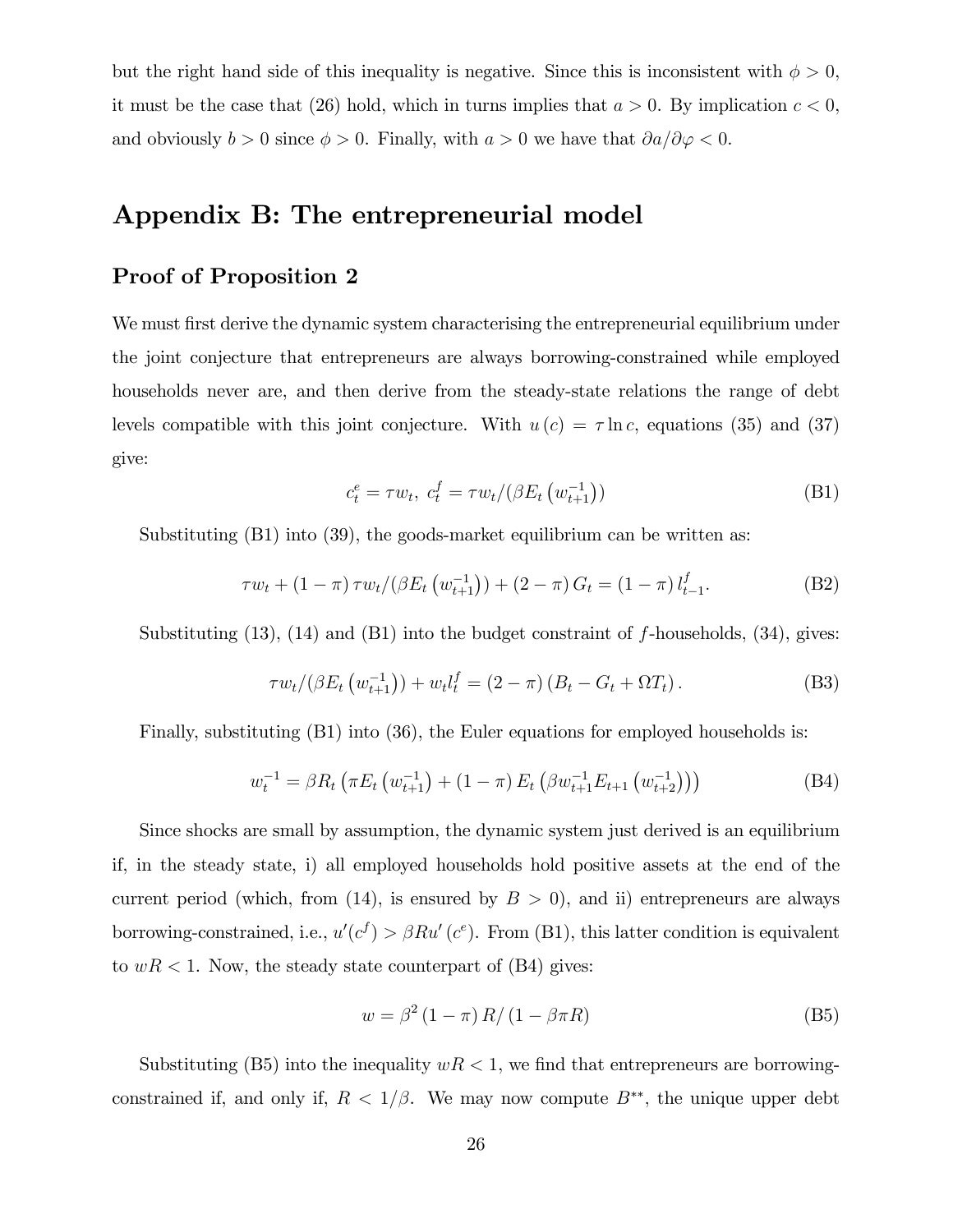but the right hand side of this inequality is negative. Since this is inconsistent with $\phi > 0$, it must be the case that (26) hold, which in turns implies that $a > 0$. By implication $c < 0$, and obviously $b > 0$ since $\phi > 0$. Finally, with $a > 0$ we have that $\partial a/\partial \varphi < 0$.

# Appendix B: The entrepreneurial model

## Proof of Proposition 2

We must first derive the dynamic system characterising the entrepreneurial equilibrium under the joint conjecture that entrepreneurs are always borrowing-constrained while employed households never are, and then derive from the steady-state relations the range of debt levels compatible with this joint conjecture. With $u(c) = \tau \ln c$, equations (35) and (37) give:

$$c_t^e = \tau w_t, \; c_t^f = \tau w_t / (\beta E_t (w_{t+1}^{-1})) \tag{B1}$$

Substituting (B1) into (39), the goods-market equilibrium can be written as:

$$\tau w_t + (1 - \pi) \tau w_t / (\beta E_t (w_{t+1}^{-1})) + (2 - \pi) G_t = (1 - \pi) l_{t-1}^f. \tag{B2}$$

Substituting (13), (14) and (B1) into the budget constraint of $f$-households, (34), gives:

$$\tau w_t / (\beta E_t (w_{t+1}^{-1})) + w_t l_t^f = (2 - \pi) (B_t - G_t + \Omega T_t). \tag{B3}$$

Finally, substituting (B1) into (36), the Euler equations for employed households is:

$$w_t^{-1} = \beta R_t \left( \pi E_t (w_{t+1}^{-1}) + (1 - \pi) E_t \left( \beta w_{t+1}^{-1} E_{t+1} (w_{t+2}^{-1}) \right) \right) \tag{B4}$$

Since shocks are small by assumption, the dynamic system just derived is an equilibrium if, in the steady state, i) all employed households hold positive assets at the end of the current period (which, from (14), is ensured by $B > 0$), and ii) entrepreneurs are always borrowing-constrained, i.e., $u'(c^f) > \beta R u'(c^e)$. From (B1), this latter condition is equivalent to $wR < 1$. Now, the steady state counterpart of (B4) gives:

$$w = \beta^2 (1 - \pi) R / (1 - \beta \pi R) \tag{B5}$$

Substituting (B5) into the inequality $wR < 1$, we find that entrepreneurs are borrowing-constrained if, and only if, $R < 1/\beta$. We may now compute $B^{**}$, the unique upper debt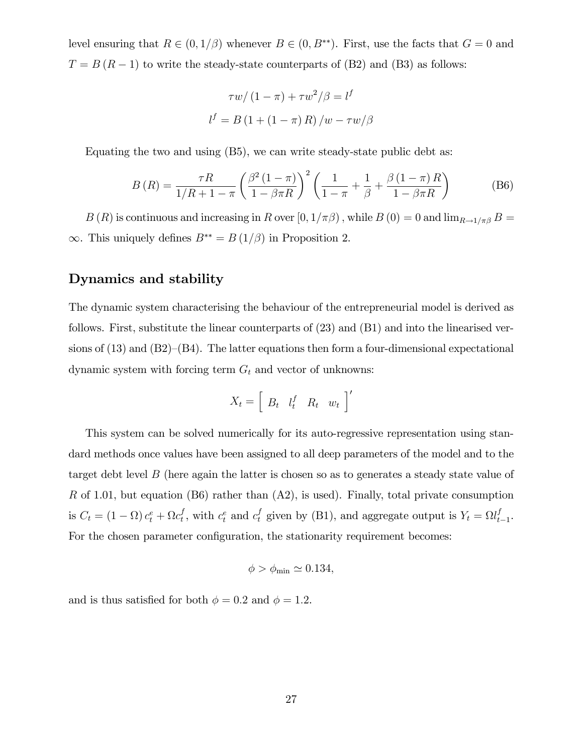level ensuring that $R \in (0, 1/\beta)$ whenever $B \in (0, B^{**})$. First, use the facts that $G = 0$ and $T = B(R-1)$ to write the steady-state counterparts of (B2) and (B3) as follows:

$$\tau w / (1-\pi) + \tau w^2/\beta = l^f$$

$$l^f = B(1 + (1-\pi) R)/w - \tau w/\beta$$

Equating the two and using (B5), we can write steady-state public debt as:

$$B(R) = \frac{\tau R}{1/R + 1 - \pi} \left( \frac{\beta^2 (1-\pi)}{1 - \beta \pi R} \right)^2 \left( \frac{1}{1-\pi} + \frac{1}{\beta} + \frac{\beta (1-\pi) R}{1 - \beta \pi R} \right) \tag{B6}$$

$B(R)$ is continuous and increasing in $R$ over $[0, 1/\pi\beta)$, while $B(0) = 0$ and $\lim_{R \to 1/\pi\beta} B = \infty$. This uniquely defines $B^{**} = B(1/\beta)$ in Proposition 2.

## Dynamics and stability

The dynamic system characterising the behaviour of the entrepreneurial model is derived as follows. First, substitute the linear counterparts of (23) and (B1) and into the linearised versions of (13) and (B2)–(B4). The latter equations then form a four-dimensional expectational dynamic system with forcing term $G_t$ and vector of unknowns:

$$X_t = \begin{bmatrix} B_t & l_t^f & R_t & w_t \end{bmatrix}'$$

This system can be solved numerically for its auto-regressive representation using standard methods once values have been assigned to all deep parameters of the model and to the target debt level $B$ (here again the latter is chosen so as to generates a steady state value of $R$ of 1.01, but equation (B6) rather than (A2), is used). Finally, total private consumption is $C_t = (1-\Omega) c_t^e + \Omega c_t^f$, with $c_t^e$ and $c_t^f$ given by (B1), and aggregate output is $Y_t = \Omega l_{t-1}^f$. For the chosen parameter configuration, the stationarity requirement becomes:

$$\phi > \phi_{\min} \simeq 0.134,$$

and is thus satisfied for both $\phi = 0.2$ and $\phi = 1.2$.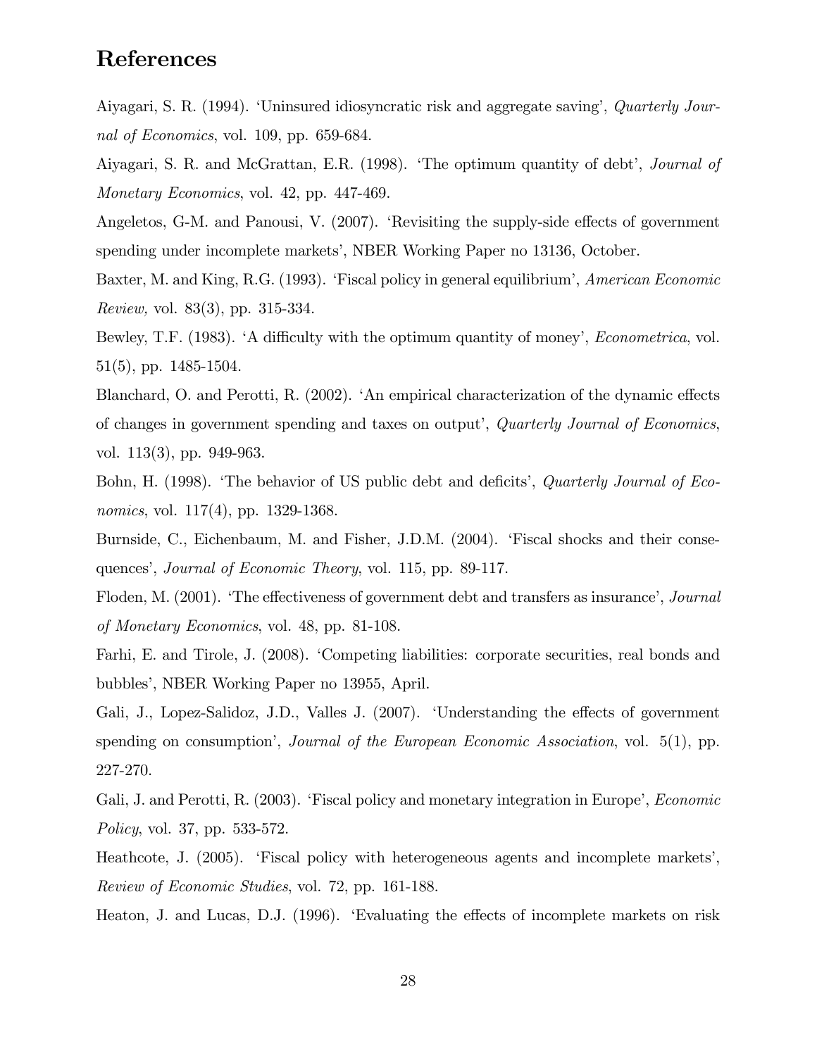# References

Aiyagari, S. R. (1994). 'Uninsured idiosyncratic risk and aggregate saving', *Quarterly Journal of Economics*, vol. 109, pp. 659-684.

Aiyagari, S. R. and McGrattan, E.R. (1998). 'The optimum quantity of debt', *Journal of Monetary Economics*, vol. 42, pp. 447-469.

Angeletos, G-M. and Panousi, V. (2007). 'Revisiting the supply-side effects of government spending under incomplete markets', NBER Working Paper no 13136, October.

Baxter, M. and King, R.G. (1993). 'Fiscal policy in general equilibrium', *American Economic Review,* vol. 83(3), pp. 315-334.

Bewley, T.F. (1983). 'A difficulty with the optimum quantity of money', *Econometrica*, vol. 51(5), pp. 1485-1504.

Blanchard, O. and Perotti, R. (2002). 'An empirical characterization of the dynamic effects of changes in government spending and taxes on output', *Quarterly Journal of Economics*, vol. 113(3), pp. 949-963.

Bohn, H. (1998). 'The behavior of US public debt and deficits', *Quarterly Journal of Economics*, vol. 117(4), pp. 1329-1368.

Burnside, C., Eichenbaum, M. and Fisher, J.D.M. (2004). 'Fiscal shocks and their consequences', *Journal of Economic Theory*, vol. 115, pp. 89-117.

Floden, M. (2001). 'The effectiveness of government debt and transfers as insurance', *Journal of Monetary Economics*, vol. 48, pp. 81-108.

Farhi, E. and Tirole, J. (2008). 'Competing liabilities: corporate securities, real bonds and bubbles', NBER Working Paper no 13955, April.

Gali, J., Lopez-Salidoz, J.D., Valles J. (2007). 'Understanding the effects of government spending on consumption', *Journal of the European Economic Association*, vol. 5(1), pp. 227-270.

Gali, J. and Perotti, R. (2003). 'Fiscal policy and monetary integration in Europe', *Economic Policy*, vol. 37, pp. 533-572.

Heathcote, J. (2005). 'Fiscal policy with heterogeneous agents and incomplete markets', *Review of Economic Studies*, vol. 72, pp. 161-188.

Heaton, J. and Lucas, D.J. (1996). 'Evaluating the effects of incomplete markets on risk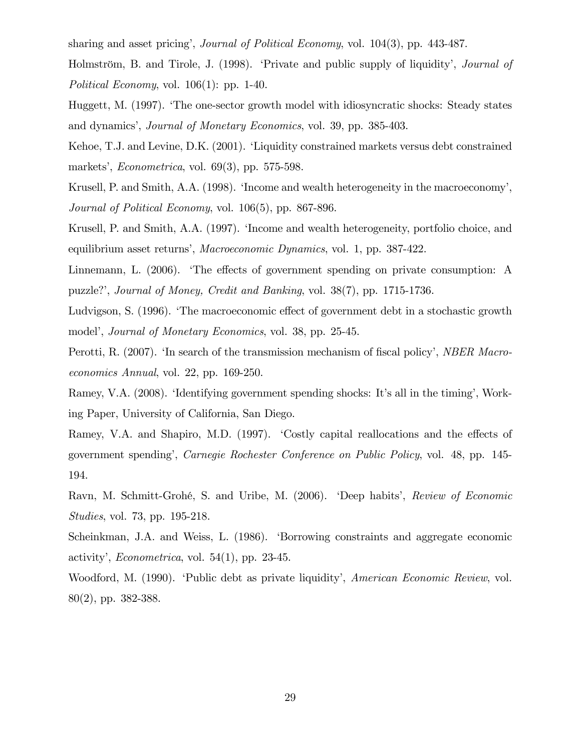sharing and asset pricing', *Journal of Political Economy*, vol. 104(3), pp. 443-487.

Holmström, B. and Tirole, J. (1998). 'Private and public supply of liquidity', *Journal of Political Economy*, vol. 106(1): pp. 1-40.

Huggett, M. (1997). 'The one-sector growth model with idiosyncratic shocks: Steady states and dynamics', *Journal of Monetary Economics*, vol. 39, pp. 385-403.

Kehoe, T.J. and Levine, D.K. (2001). 'Liquidity constrained markets versus debt constrained markets', *Econometrica*, vol. 69(3), pp. 575-598.

Krusell, P. and Smith, A.A. (1998). 'Income and wealth heterogeneity in the macroeconomy', *Journal of Political Economy*, vol. 106(5), pp. 867-896.

Krusell, P. and Smith, A.A. (1997). 'Income and wealth heterogeneity, portfolio choice, and equilibrium asset returns', *Macroeconomic Dynamics*, vol. 1, pp. 387-422.

Linnemann, L. (2006). 'The effects of government spending on private consumption: A puzzle?', *Journal of Money, Credit and Banking*, vol. 38(7), pp. 1715-1736.

Ludvigson, S. (1996). 'The macroeconomic effect of government debt in a stochastic growth model', *Journal of Monetary Economics*, vol. 38, pp. 25-45.

Perotti, R. (2007). 'In search of the transmission mechanism of fiscal policy', *NBER Macroeconomics Annual*, vol. 22, pp. 169-250.

Ramey, V.A. (2008). 'Identifying government spending shocks: It's all in the timing', Working Paper, University of California, San Diego.

Ramey, V.A. and Shapiro, M.D. (1997). 'Costly capital reallocations and the effects of government spending', *Carnegie Rochester Conference on Public Policy*, vol. 48, pp. 145-194.

Ravn, M. Schmitt-Grohé, S. and Uribe, M. (2006). 'Deep habits', *Review of Economic Studies*, vol. 73, pp. 195-218.

Scheinkman, J.A. and Weiss, L. (1986). 'Borrowing constraints and aggregate economic activity', *Econometrica*, vol. 54(1), pp. 23-45.

Woodford, M. (1990). 'Public debt as private liquidity', *American Economic Review*, vol. 80(2), pp. 382-388.